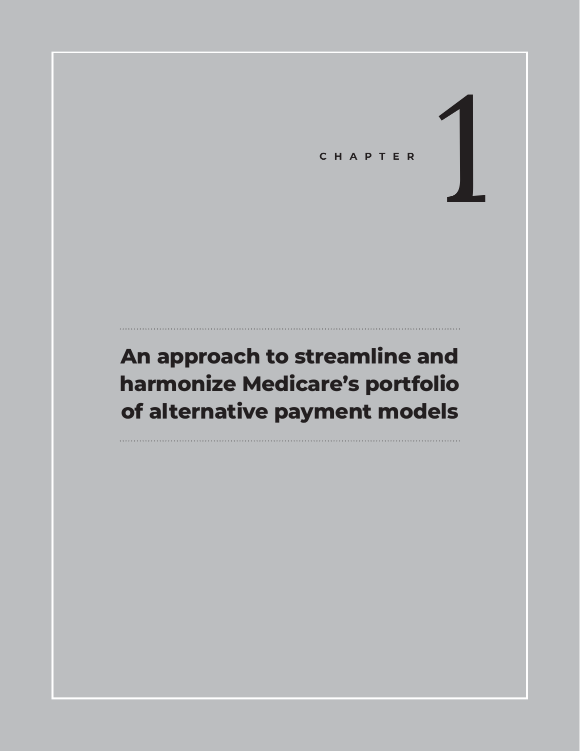CHAPTER 1

# An approach to streamline and harmonize Medicare's portfolio of alternative payment models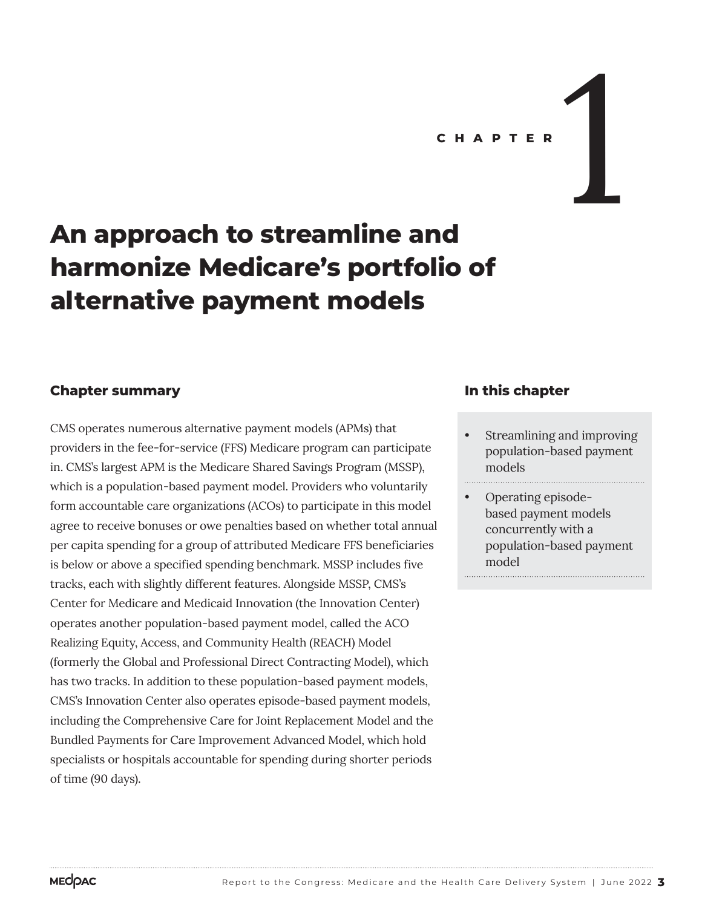CHAPTER 1

# An approach to streamline and harmonize Medicare's portfolio of alternative payment models

## Chapter summary

CMS operates numerous alternative payment models (APMs) that providers in the fee-for-service (FFS) Medicare program can participate in. CMS's largest APM is the Medicare Shared Savings Program (MSSP), which is a population-based payment model. Providers who voluntarily form accountable care organizations (ACOs) to participate in this model agree to receive bonuses or owe penalties based on whether total annual per capita spending for a group of attributed Medicare FFS beneficiaries is below or above a specified spending benchmark. MSSP includes five tracks, each with slightly different features. Alongside MSSP, CMS's Center for Medicare and Medicaid Innovation (the Innovation Center) operates another population-based payment model, called the ACO Realizing Equity, Access, and Community Health (REACH) Model (formerly the Global and Professional Direct Contracting Model), which has two tracks. In addition to these population-based payment models, CMS's Innovation Center also operates episode-based payment models, including the Comprehensive Care for Joint Replacement Model and the Bundled Payments for Care Improvement Advanced Model, which hold specialists or hospitals accountable for spending during shorter periods of time (90 days).

## In this chapter

- Streamlining and improving population-based payment models
- Operating episode-based payment models concurrently with a population-based payment model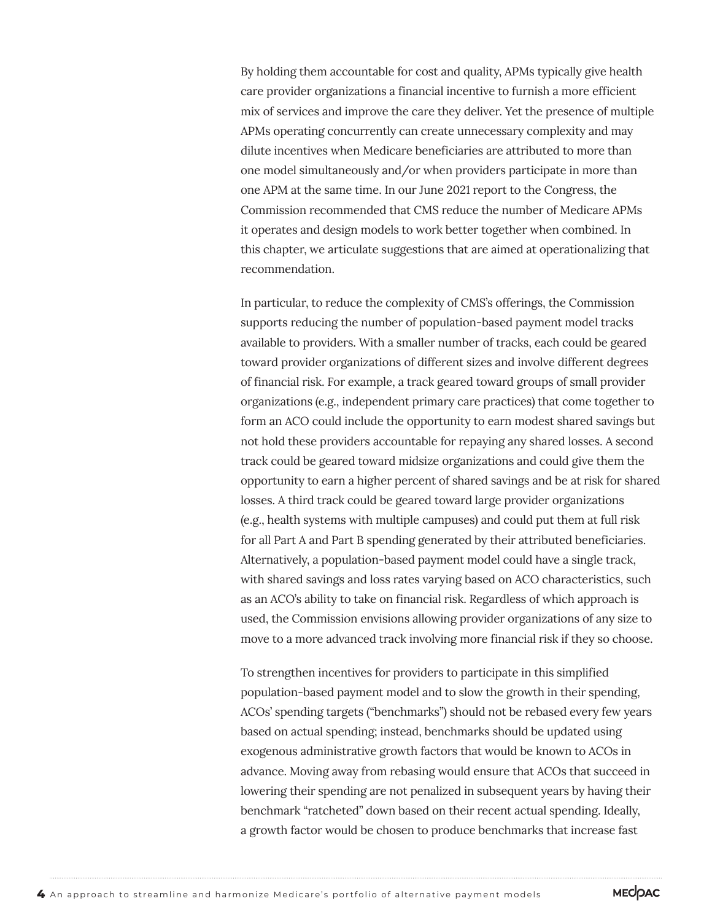By holding them accountable for cost and quality, APMs typically give health care provider organizations a financial incentive to furnish a more efficient mix of services and improve the care they deliver. Yet the presence of multiple APMs operating concurrently can create unnecessary complexity and may dilute incentives when Medicare beneficiaries are attributed to more than one model simultaneously and/or when providers participate in more than one APM at the same time. In our June 2021 report to the Congress, the Commission recommended that CMS reduce the number of Medicare APMs it operates and design models to work better together when combined. In this chapter, we articulate suggestions that are aimed at operationalizing that recommendation.

In particular, to reduce the complexity of CMS's offerings, the Commission supports reducing the number of population-based payment model tracks available to providers. With a smaller number of tracks, each could be geared toward provider organizations of different sizes and involve different degrees of financial risk. For example, a track geared toward groups of small provider organizations (e.g., independent primary care practices) that come together to form an ACO could include the opportunity to earn modest shared savings but not hold these providers accountable for repaying any shared losses. A second track could be geared toward midsize organizations and could give them the opportunity to earn a higher percent of shared savings and be at risk for shared losses. A third track could be geared toward large provider organizations (e.g., health systems with multiple campuses) and could put them at full risk for all Part A and Part B spending generated by their attributed beneficiaries. Alternatively, a population-based payment model could have a single track, with shared savings and loss rates varying based on ACO characteristics, such as an ACO's ability to take on financial risk. Regardless of which approach is used, the Commission envisions allowing provider organizations of any size to move to a more advanced track involving more financial risk if they so choose.

To strengthen incentives for providers to participate in this simplified population-based payment model and to slow the growth in their spending, ACOs' spending targets ("benchmarks") should not be rebased every few years based on actual spending; instead, benchmarks should be updated using exogenous administrative growth factors that would be known to ACOs in advance. Moving away from rebasing would ensure that ACOs that succeed in lowering their spending are not penalized in subsequent years by having their benchmark "ratcheted" down based on their recent actual spending. Ideally, a growth factor would be chosen to produce benchmarks that increase fast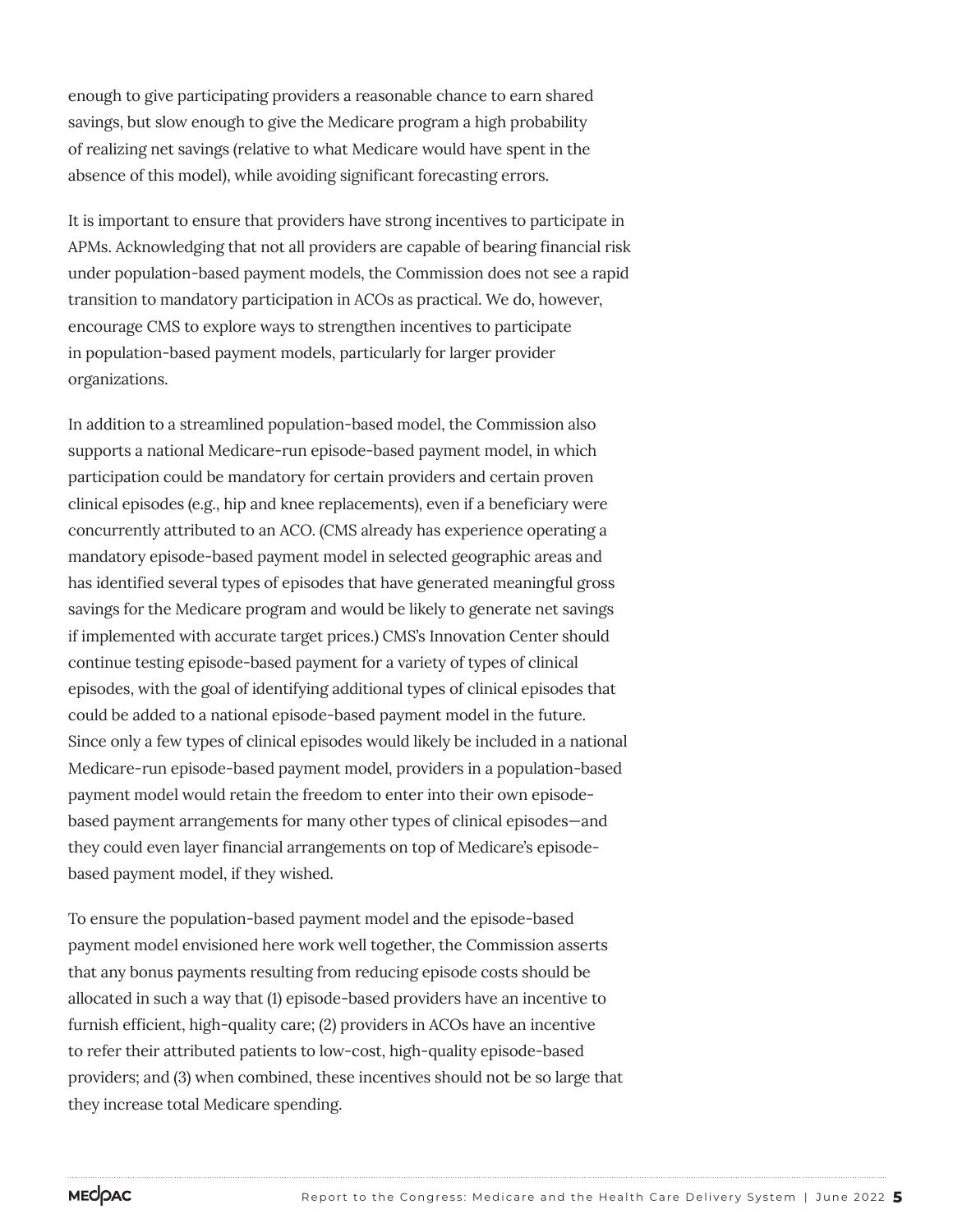enough to give participating providers a reasonable chance to earn shared savings, but slow enough to give the Medicare program a high probability of realizing net savings (relative to what Medicare would have spent in the absence of this model), while avoiding significant forecasting errors.

It is important to ensure that providers have strong incentives to participate in APMs. Acknowledging that not all providers are capable of bearing financial risk under population-based payment models, the Commission does not see a rapid transition to mandatory participation in ACOs as practical. We do, however, encourage CMS to explore ways to strengthen incentives to participate in population-based payment models, particularly for larger provider organizations.

In addition to a streamlined population-based model, the Commission also supports a national Medicare-run episode-based payment model, in which participation could be mandatory for certain providers and certain proven clinical episodes (e.g., hip and knee replacements), even if a beneficiary were concurrently attributed to an ACO. (CMS already has experience operating a mandatory episode-based payment model in selected geographic areas and has identified several types of episodes that have generated meaningful gross savings for the Medicare program and would be likely to generate net savings if implemented with accurate target prices.) CMS's Innovation Center should continue testing episode-based payment for a variety of types of clinical episodes, with the goal of identifying additional types of clinical episodes that could be added to a national episode-based payment model in the future. Since only a few types of clinical episodes would likely be included in a national Medicare-run episode-based payment model, providers in a population-based payment model would retain the freedom to enter into their own episode-based payment arrangements for many other types of clinical episodes—and they could even layer financial arrangements on top of Medicare's episode-based payment model, if they wished.

To ensure the population-based payment model and the episode-based payment model envisioned here work well together, the Commission asserts that any bonus payments resulting from reducing episode costs should be allocated in such a way that (1) episode-based providers have an incentive to furnish efficient, high-quality care; (2) providers in ACOs have an incentive to refer their attributed patients to low-cost, high-quality episode-based providers; and (3) when combined, these incentives should not be so large that they increase total Medicare spending.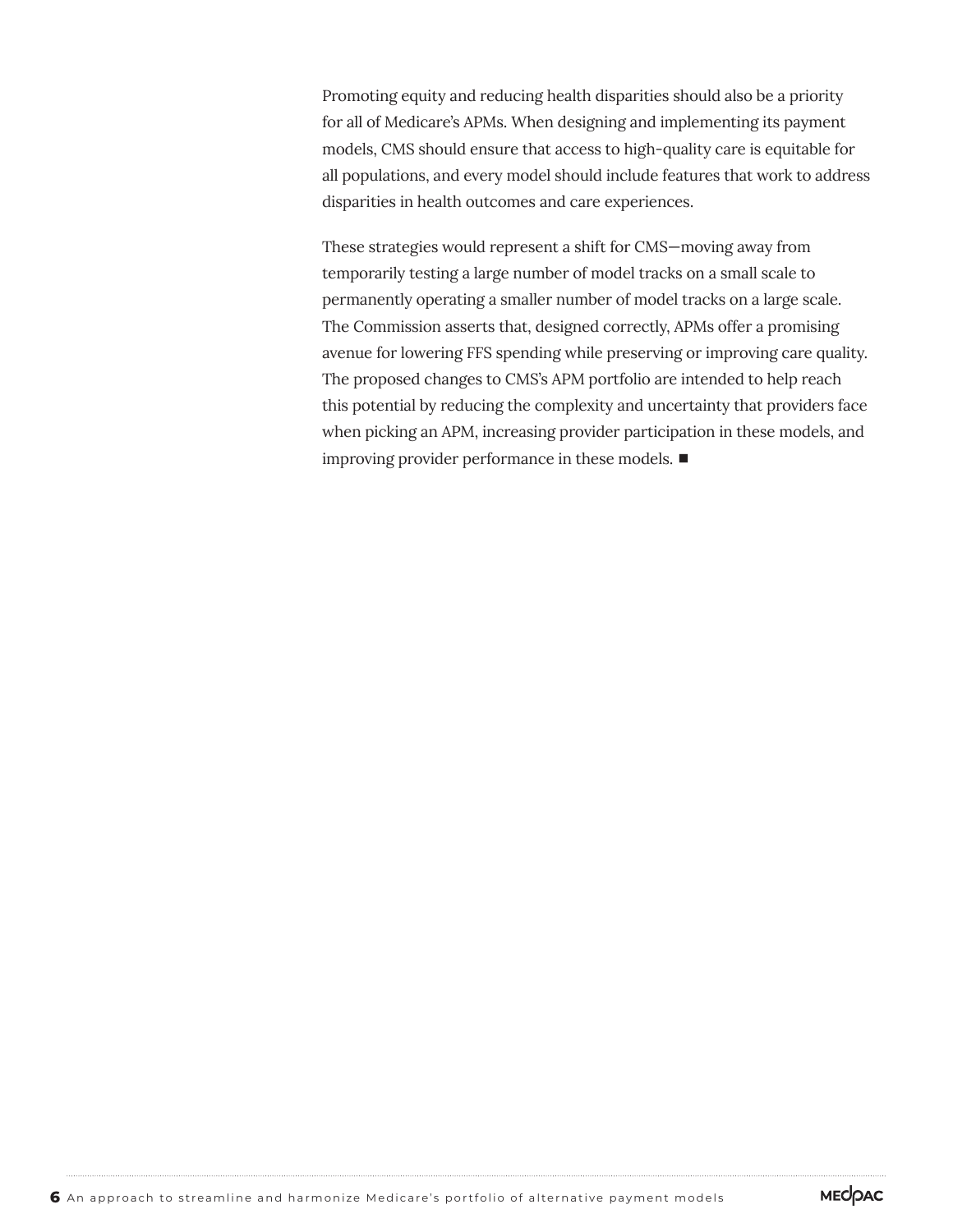Promoting equity and reducing health disparities should also be a priority for all of Medicare's APMs. When designing and implementing its payment models, CMS should ensure that access to high-quality care is equitable for all populations, and every model should include features that work to address disparities in health outcomes and care experiences.

These strategies would represent a shift for CMS—moving away from temporarily testing a large number of model tracks on a small scale to permanently operating a smaller number of model tracks on a large scale. The Commission asserts that, designed correctly, APMs offer a promising avenue for lowering FFS spending while preserving or improving care quality. The proposed changes to CMS's APM portfolio are intended to help reach this potential by reducing the complexity and uncertainty that providers face when picking an APM, increasing provider participation in these models, and improving provider performance in these models. ■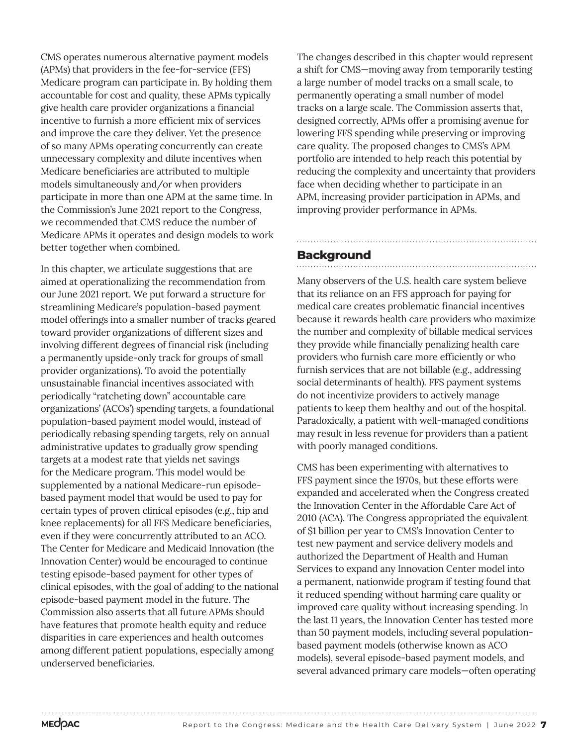CMS operates numerous alternative payment models (APMs) that providers in the fee-for-service (FFS) Medicare program can participate in. By holding them accountable for cost and quality, these APMs typically give health care provider organizations a financial incentive to furnish a more efficient mix of services and improve the care they deliver. Yet the presence of so many APMs operating concurrently can create unnecessary complexity and dilute incentives when Medicare beneficiaries are attributed to multiple models simultaneously and/or when providers participate in more than one APM at the same time. In the Commission's June 2021 report to the Congress, we recommended that CMS reduce the number of Medicare APMs it operates and design models to work better together when combined.

In this chapter, we articulate suggestions that are aimed at operationalizing the recommendation from our June 2021 report. We put forward a structure for streamlining Medicare's population-based payment model offerings into a smaller number of tracks geared toward provider organizations of different sizes and involving different degrees of financial risk (including a permanently upside-only track for groups of small provider organizations). To avoid the potentially unsustainable financial incentives associated with periodically "ratcheting down" accountable care organizations' (ACOs') spending targets, a foundational population-based payment model would, instead of periodically rebasing spending targets, rely on annual administrative updates to gradually grow spending targets at a modest rate that yields net savings for the Medicare program. This model would be supplemented by a national Medicare-run episode-based payment model that would be used to pay for certain types of proven clinical episodes (e.g., hip and knee replacements) for all FFS Medicare beneficiaries, even if they were concurrently attributed to an ACO. The Center for Medicare and Medicaid Innovation (the Innovation Center) would be encouraged to continue testing episode-based payment for other types of clinical episodes, with the goal of adding to the national episode-based payment model in the future. The Commission also asserts that all future APMs should have features that promote health equity and reduce disparities in care experiences and health outcomes among different patient populations, especially among underserved beneficiaries.

The changes described in this chapter would represent a shift for CMS—moving away from temporarily testing a large number of model tracks on a small scale, to permanently operating a small number of model tracks on a large scale. The Commission asserts that, designed correctly, APMs offer a promising avenue for lowering FFS spending while preserving or improving care quality. The proposed changes to CMS's APM portfolio are intended to help reach this potential by reducing the complexity and uncertainty that providers face when deciding whether to participate in an APM, increasing provider participation in APMs, and improving provider performance in APMs.

## Background

Many observers of the U.S. health care system believe that its reliance on an FFS approach for paying for medical care creates problematic financial incentives because it rewards health care providers who maximize the number and complexity of billable medical services they provide while financially penalizing health care providers who furnish care more efficiently or who furnish services that are not billable (e.g., addressing social determinants of health). FFS payment systems do not incentivize providers to actively manage patients to keep them healthy and out of the hospital. Paradoxically, a patient with well-managed conditions may result in less revenue for providers than a patient with poorly managed conditions.

CMS has been experimenting with alternatives to FFS payment since the 1970s, but these efforts were expanded and accelerated when the Congress created the Innovation Center in the Affordable Care Act of 2010 (ACA). The Congress appropriated the equivalent of $1 billion per year to CMS's Innovation Center to test new payment and service delivery models and authorized the Department of Health and Human Services to expand any Innovation Center model into a permanent, nationwide program if testing found that it reduced spending without harming care quality or improved care quality without increasing spending. In the last 11 years, the Innovation Center has tested more than 50 payment models, including several population-based payment models (otherwise known as ACO models), several episode-based payment models, and several advanced primary care models—often operating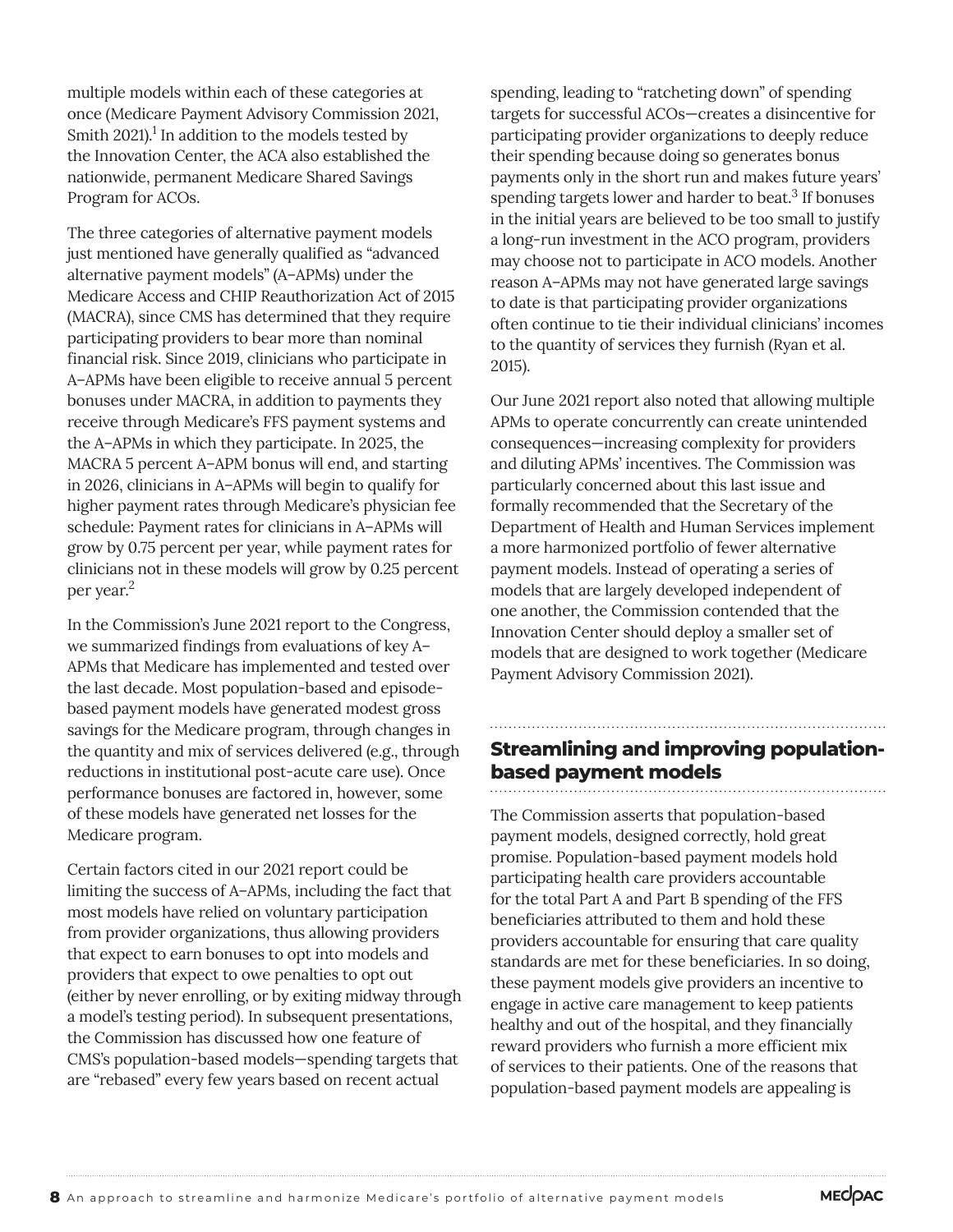multiple models within each of these categories at once (Medicare Payment Advisory Commission 2021, Smith 2021).[1] In addition to the models tested by the Innovation Center, the ACA also established the nationwide, permanent Medicare Shared Savings Program for ACOs.

The three categories of alternative payment models just mentioned have generally qualified as "advanced alternative payment models" (A–APMs) under the Medicare Access and CHIP Reauthorization Act of 2015 (MACRA), since CMS has determined that they require participating providers to bear more than nominal financial risk. Since 2019, clinicians who participate in A–APMs have been eligible to receive annual 5 percent bonuses under MACRA, in addition to payments they receive through Medicare's FFS payment systems and the A–APMs in which they participate. In 2025, the MACRA 5 percent A–APM bonus will end, and starting in 2026, clinicians in A–APMs will begin to qualify for higher payment rates through Medicare's physician fee schedule: Payment rates for clinicians in A–APMs will grow by 0.75 percent per year, while payment rates for clinicians not in these models will grow by 0.25 percent per year.[2]

In the Commission's June 2021 report to the Congress, we summarized findings from evaluations of key A–APMs that Medicare has implemented and tested over the last decade. Most population-based and episode-based payment models have generated modest gross savings for the Medicare program, through changes in the quantity and mix of services delivered (e.g., through reductions in institutional post-acute care use). Once performance bonuses are factored in, however, some of these models have generated net losses for the Medicare program.

Certain factors cited in our 2021 report could be limiting the success of A–APMs, including the fact that most models have relied on voluntary participation from provider organizations, thus allowing providers that expect to earn bonuses to opt into models and providers that expect to owe penalties to opt out (either by never enrolling, or by exiting midway through a model's testing period). In subsequent presentations, the Commission has discussed how one feature of CMS's population-based models—spending targets that are "rebased" every few years based on recent actual spending, leading to "ratcheting down" of spending targets for successful ACOs—creates a disincentive for participating provider organizations to deeply reduce their spending because doing so generates bonus payments only in the short run and makes future years' spending targets lower and harder to beat.[3] If bonuses in the initial years are believed to be too small to justify a long-run investment in the ACO program, providers may choose not to participate in ACO models. Another reason A–APMs may not have generated large savings to date is that participating provider organizations often continue to tie their individual clinicians' incomes to the quantity of services they furnish (Ryan et al. 2015).

Our June 2021 report also noted that allowing multiple APMs to operate concurrently can create unintended consequences—increasing complexity for providers and diluting APMs' incentives. The Commission was particularly concerned about this last issue and formally recommended that the Secretary of the Department of Health and Human Services implement a more harmonized portfolio of fewer alternative payment models. Instead of operating a series of models that are largely developed independent of one another, the Commission contended that the Innovation Center should deploy a smaller set of models that are designed to work together (Medicare Payment Advisory Commission 2021).

## Streamlining and improving population-based payment models

The Commission asserts that population-based payment models, designed correctly, hold great promise. Population-based payment models hold participating health care providers accountable for the total Part A and Part B spending of the FFS beneficiaries attributed to them and hold these providers accountable for ensuring that care quality standards are met for these beneficiaries. In so doing, these payment models give providers an incentive to engage in active care management to keep patients healthy and out of the hospital, and they financially reward providers who furnish a more efficient mix of services to their patients. One of the reasons that population-based payment models are appealing is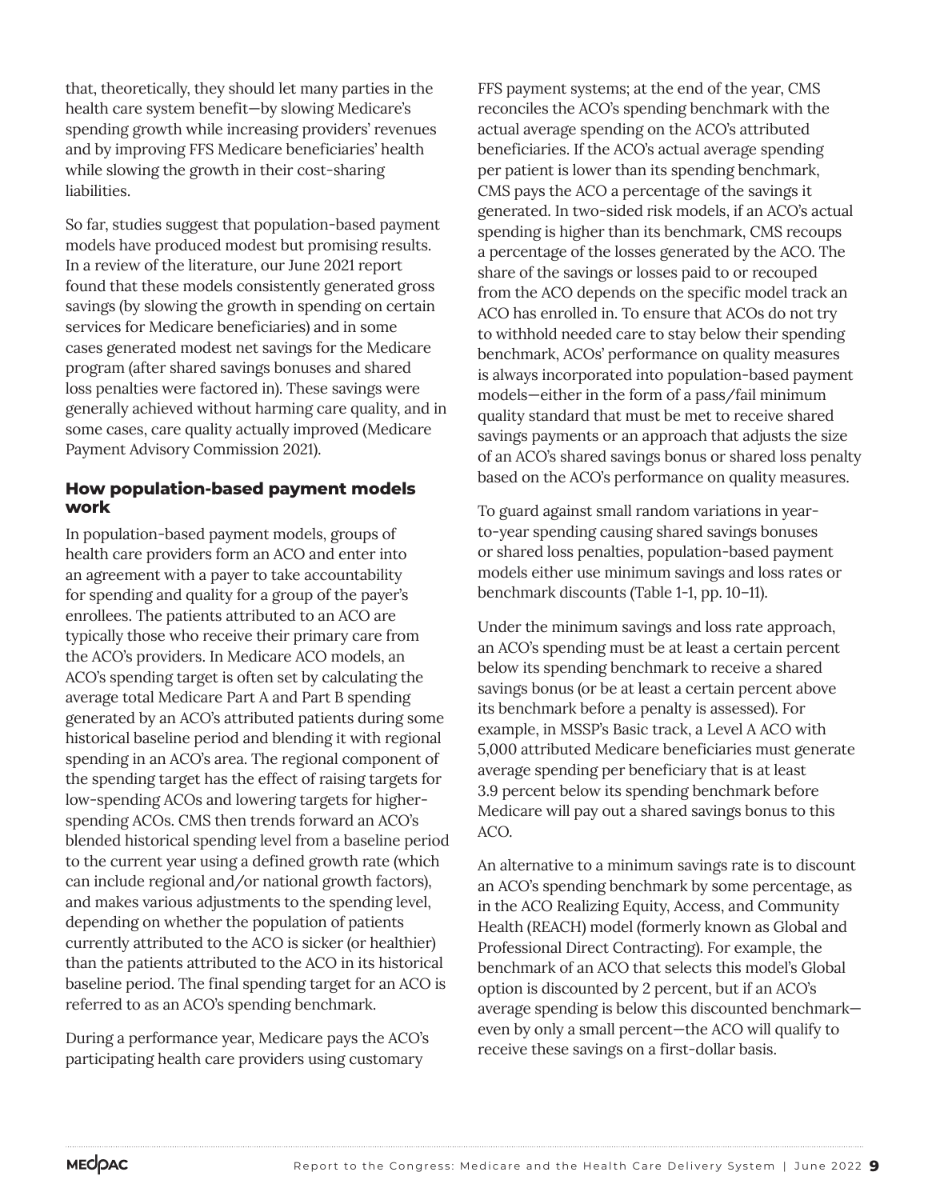that, theoretically, they should let many parties in the health care system benefit—by slowing Medicare's spending growth while increasing providers' revenues and by improving FFS Medicare beneficiaries' health while slowing the growth in their cost-sharing liabilities.

So far, studies suggest that population-based payment models have produced modest but promising results. In a review of the literature, our June 2021 report found that these models consistently generated gross savings (by slowing the growth in spending on certain services for Medicare beneficiaries) and in some cases generated modest net savings for the Medicare program (after shared savings bonuses and shared loss penalties were factored in). These savings were generally achieved without harming care quality, and in some cases, care quality actually improved (Medicare Payment Advisory Commission 2021).

### How population-based payment models work

In population-based payment models, groups of health care providers form an ACO and enter into an agreement with a payer to take accountability for spending and quality for a group of the payer's enrollees. The patients attributed to an ACO are typically those who receive their primary care from the ACO's providers. In Medicare ACO models, an ACO's spending target is often set by calculating the average total Medicare Part A and Part B spending generated by an ACO's attributed patients during some historical baseline period and blending it with regional spending in an ACO's area. The regional component of the spending target has the effect of raising targets for low-spending ACOs and lowering targets for higher-spending ACOs. CMS then trends forward an ACO's blended historical spending level from a baseline period to the current year using a defined growth rate (which can include regional and/or national growth factors), and makes various adjustments to the spending level, depending on whether the population of patients currently attributed to the ACO is sicker (or healthier) than the patients attributed to the ACO in its historical baseline period. The final spending target for an ACO is referred to as an ACO's spending benchmark.

During a performance year, Medicare pays the ACO's participating health care providers using customary FFS payment systems; at the end of the year, CMS reconciles the ACO's spending benchmark with the actual average spending on the ACO's attributed beneficiaries. If the ACO's actual average spending per patient is lower than its spending benchmark, CMS pays the ACO a percentage of the savings it generated. In two-sided risk models, if an ACO's actual spending is higher than its benchmark, CMS recoups a percentage of the losses generated by the ACO. The share of the savings or losses paid to or recouped from the ACO depends on the specific model track an ACO has enrolled in. To ensure that ACOs do not try to withhold needed care to stay below their spending benchmark, ACOs' performance on quality measures is always incorporated into population-based payment models—either in the form of a pass/fail minimum quality standard that must be met to receive shared savings payments or an approach that adjusts the size of an ACO's shared savings bonus or shared loss penalty based on the ACO's performance on quality measures.

To guard against small random variations in year-to-year spending causing shared savings bonuses or shared loss penalties, population-based payment models either use minimum savings and loss rates or benchmark discounts (Table 1-1, pp. 10–11).

Under the minimum savings and loss rate approach, an ACO's spending must be at least a certain percent below its spending benchmark to receive a shared savings bonus (or be at least a certain percent above its benchmark before a penalty is assessed). For example, in MSSP's Basic track, a Level A ACO with 5,000 attributed Medicare beneficiaries must generate average spending per beneficiary that is at least 3.9 percent below its spending benchmark before Medicare will pay out a shared savings bonus to this ACO.

An alternative to a minimum savings rate is to discount an ACO's spending benchmark by some percentage, as in the ACO Realizing Equity, Access, and Community Health (REACH) model (formerly known as Global and Professional Direct Contracting). For example, the benchmark of an ACO that selects this model's Global option is discounted by 2 percent, but if an ACO's average spending is below this discounted benchmark—even by only a small percent—the ACO will qualify to receive these savings on a first-dollar basis.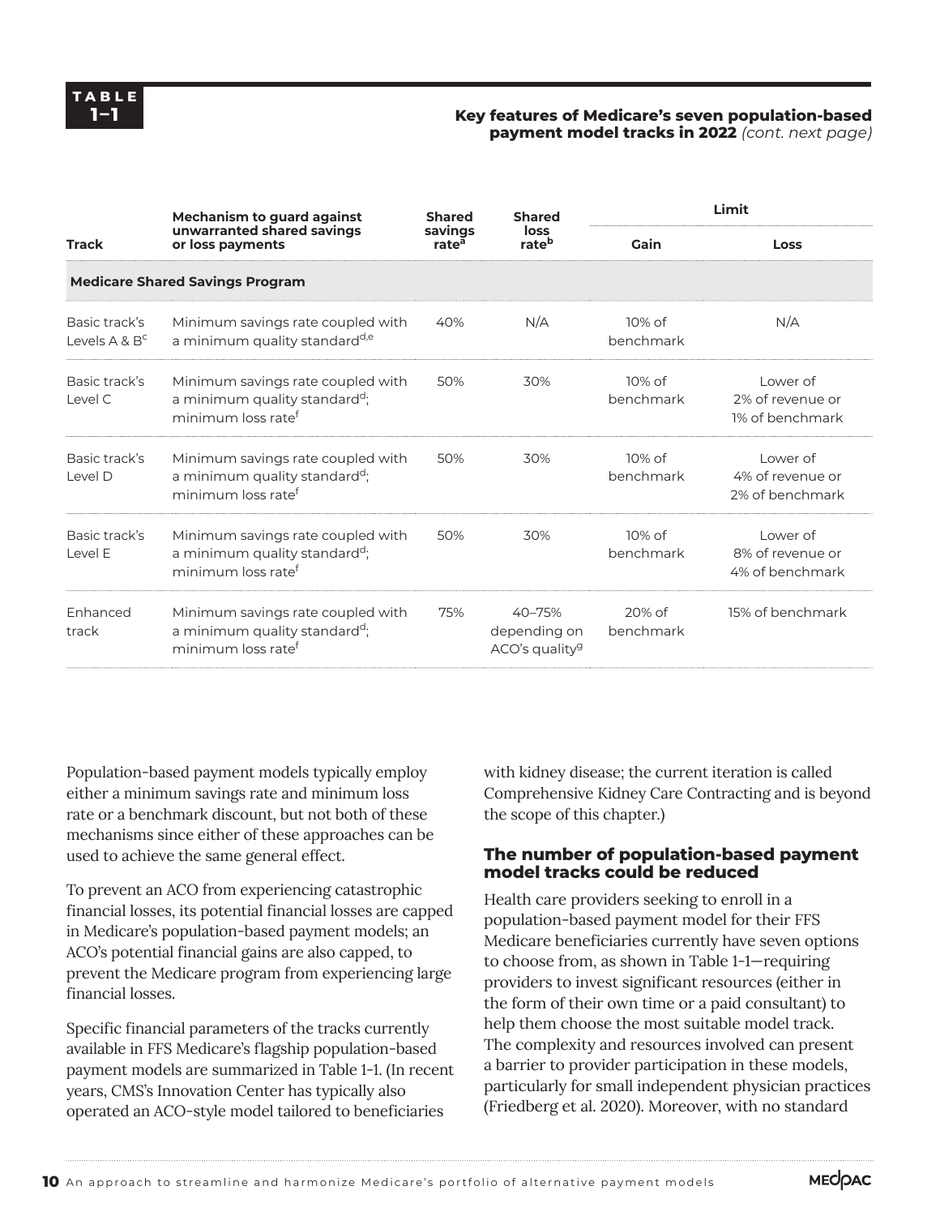**TABLE 1–1**

**Key features of Medicare's seven population-based payment model tracks in 2022** *(cont. next page)*

| Track | Mechanism to guard against unwarranted shared savings or loss payments | Shared savings rate[a] | Shared loss rate[b] | Limit | |
|---|---|---|---|---|---|
| | | | | Gain | Loss |
| **Medicare Shared Savings Program** | | | | | |
| Basic track's Levels A & B[c] | Minimum savings rate coupled with a minimum quality standard[d,e] | 40% | N/A | 10% of benchmark | N/A |
| Basic track's Level C | Minimum savings rate coupled with a minimum quality standard[d]; minimum loss rate[f] | 50% | 30% | 10% of benchmark | Lower of 2% of revenue or 1% of benchmark |
| Basic track's Level D | Minimum savings rate coupled with a minimum quality standard[d]; minimum loss rate[f] | 50% | 30% | 10% of benchmark | Lower of 4% of revenue or 2% of benchmark |
| Basic track's Level E | Minimum savings rate coupled with a minimum quality standard[d]; minimum loss rate[f] | 50% | 30% | 10% of benchmark | Lower of 8% of revenue or 4% of benchmark |
| Enhanced track | Minimum savings rate coupled with a minimum quality standard[d]; minimum loss rate[f] | 75% | 40–75% depending on ACO's quality[g] | 20% of benchmark | 15% of benchmark |

Population-based payment models typically employ either a minimum savings rate and minimum loss rate or a benchmark discount, but not both of these mechanisms since either of these approaches can be used to achieve the same general effect.

To prevent an ACO from experiencing catastrophic financial losses, its potential financial losses are capped in Medicare's population-based payment models; an ACO's potential financial gains are also capped, to prevent the Medicare program from experiencing large financial losses.

Specific financial parameters of the tracks currently available in FFS Medicare's flagship population-based payment models are summarized in Table 1-1. (In recent years, CMS's Innovation Center has typically also operated an ACO-style model tailored to beneficiaries with kidney disease; the current iteration is called Comprehensive Kidney Care Contracting and is beyond the scope of this chapter.)

## The number of population-based payment model tracks could be reduced

Health care providers seeking to enroll in a population-based payment model for their FFS Medicare beneficiaries currently have seven options to choose from, as shown in Table 1-1—requiring providers to invest significant resources (either in the form of their own time or a paid consultant) to help them choose the most suitable model track. The complexity and resources involved can present a barrier to provider participation in these models, particularly for small independent physician practices (Friedberg et al. 2020). Moreover, with no standard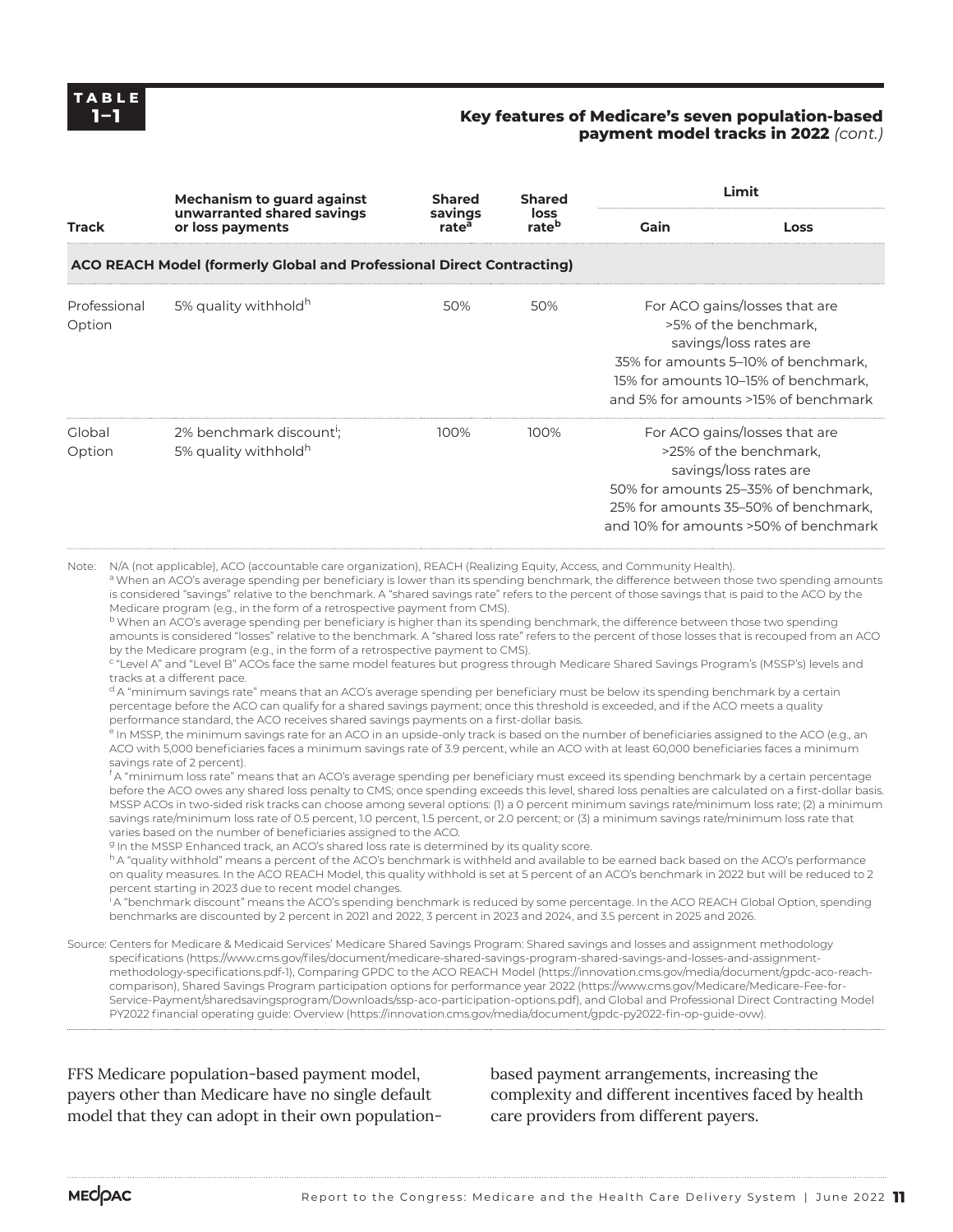**TABLE 1–1**

**Key features of Medicare's seven population-based payment model tracks in 2022** *(cont.)*

| Track | Mechanism to guard against unwarranted shared savings or loss payments | Shared savings rate[a] | Shared loss rate[b] | Limit | |
|---|---|---|---|---|---|
| | | | | Gain | Loss |
| **ACO REACH Model (formerly Global and Professional Direct Contracting)** | | | | | |
| Professional Option | 5% quality withhold[h] | 50% | 50% | For ACO gains/losses that are >5% of the benchmark, savings/loss rates are 35% for amounts 5–10% of benchmark, 15% for amounts 10–15% of benchmark, and 5% for amounts >15% of benchmark | |
| Global Option | 2% benchmark discount[i]; 5% quality withhold[h] | 100% | 100% | For ACO gains/losses that are >25% of the benchmark, savings/loss rates are 50% for amounts 25–35% of benchmark, 25% for amounts 35–50% of benchmark, and 10% for amounts >50% of benchmark | |

Note: N/A (not applicable), ACO (accountable care organization), REACH (Realizing Equity, Access, and Community Health).

[a] When an ACO's average spending per beneficiary is lower than its spending benchmark, the difference between those two spending amounts is considered "savings" relative to the benchmark. A "shared savings rate" refers to the percent of those savings that is paid to the ACO by the Medicare program (e.g., in the form of a retrospective payment from CMS).

[b] When an ACO's average spending per beneficiary is higher than its spending benchmark, the difference between those two spending amounts is considered "losses" relative to the benchmark. A "shared loss rate" refers to the percent of those losses that is recouped from an ACO by the Medicare program (e.g., in the form of a retrospective payment to CMS).

[c] "Level A" and "Level B" ACOs face the same model features but progress through Medicare Shared Savings Program's (MSSP's) levels and tracks at a different pace.

[d] A "minimum savings rate" means that an ACO's average spending per beneficiary must be below its spending benchmark by a certain percentage before the ACO can qualify for a shared savings payment; once this threshold is exceeded, and if the ACO meets a quality performance standard, the ACO receives shared savings payments on a first-dollar basis.

[e] In MSSP, the minimum savings rate for an ACO in an upside-only track is based on the number of beneficiaries assigned to the ACO (e.g., an ACO with 5,000 beneficiaries faces a minimum savings rate of 3.9 percent, while an ACO with at least 60,000 beneficiaries faces a minimum savings rate of 2 percent).

[f] A "minimum loss rate" means that an ACO's average spending per beneficiary must exceed its spending benchmark by a certain percentage before the ACO owes any shared loss penalty to CMS; once spending exceeds this level, shared loss penalties are calculated on a first-dollar basis. MSSP ACOs in two-sided risk tracks can choose among several options: (1) a 0 percent minimum savings rate/minimum loss rate; (2) a minimum savings rate/minimum loss rate of 0.5 percent, 1.0 percent, 1.5 percent, or 2.0 percent; or (3) a minimum savings rate/minimum loss rate that varies based on the number of beneficiaries assigned to the ACO.

[g] In the MSSP Enhanced track, an ACO's shared loss rate is determined by its quality score.

[h] A "quality withhold" means a percent of the ACO's benchmark is withheld and available to be earned back based on the ACO's performance on quality measures. In the ACO REACH Model, this quality withhold is set at 5 percent of an ACO's benchmark in 2022 but will be reduced to 2 percent starting in 2023 due to recent model changes.

[i] A "benchmark discount" means the ACO's spending benchmark is reduced by some percentage. In the ACO REACH Global Option, spending benchmarks are discounted by 2 percent in 2021 and 2022, 3 percent in 2023 and 2024, and 3.5 percent in 2025 and 2026.

Source: Centers for Medicare & Medicaid Services' Medicare Shared Savings Program: Shared savings and losses and assignment methodology specifications (https://www.cms.gov/files/document/medicare-shared-savings-program-shared-savings-and-losses-and-assignment-methodology-specifications.pdf-1), Comparing GPDC to the ACO REACH Model (https://innovation.cms.gov/media/document/gpdc-aco-reach-comparison), Shared Savings Program participation options for performance year 2022 (https://www.cms.gov/Medicare/Medicare-Fee-for-Service-Payment/sharedsavingsprogram/Downloads/ssp-aco-participation-options.pdf), and Global and Professional Direct Contracting Model PY2022 financial operating guide: Overview (https://innovation.cms.gov/media/document/gpdc-py2022-fin-op-guide-ovw).

FFS Medicare population-based payment model, payers other than Medicare have no single default model that they can adopt in their own population-based payment arrangements, increasing the complexity and different incentives faced by health care providers from different payers.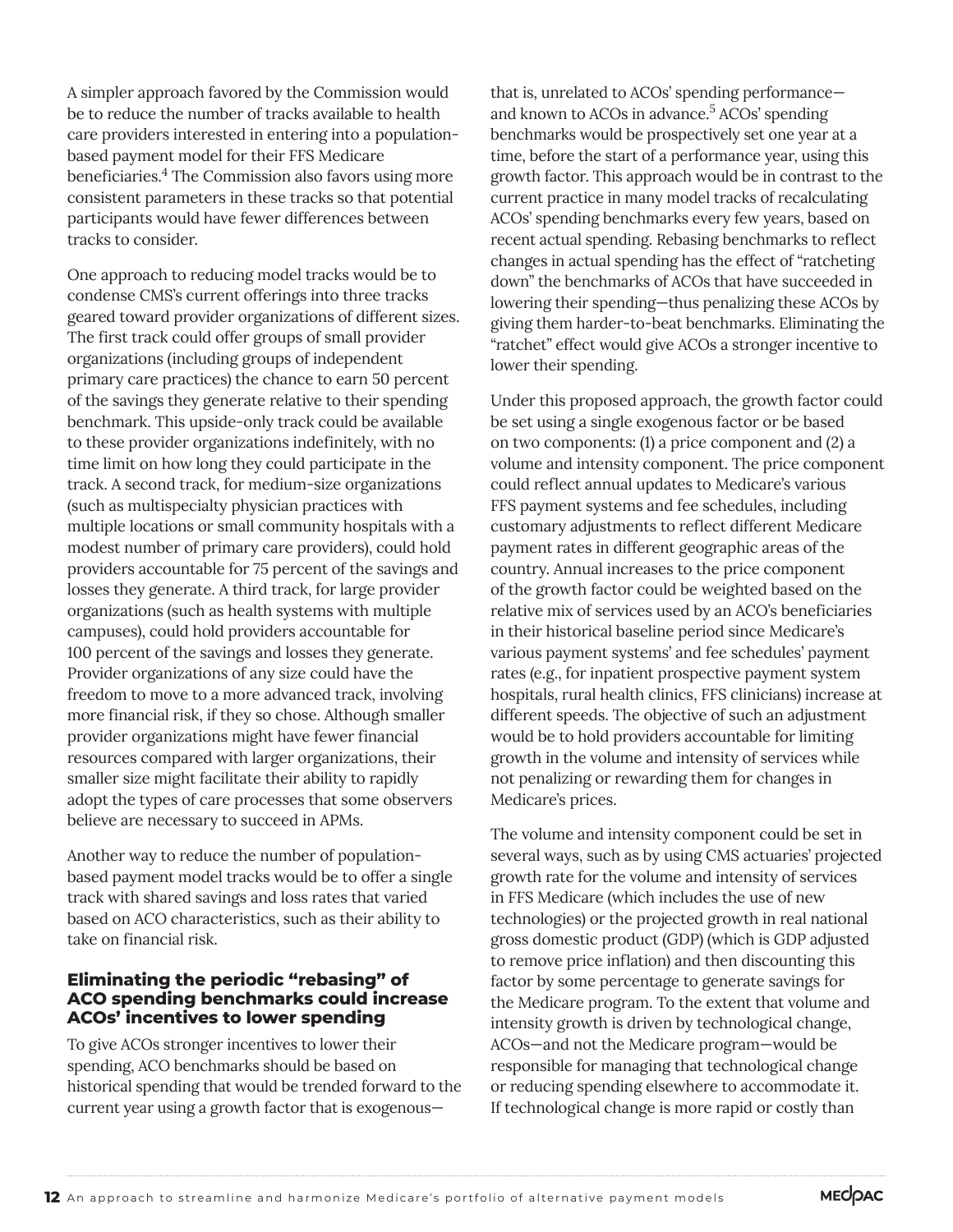A simpler approach favored by the Commission would be to reduce the number of tracks available to health care providers interested in entering into a population-based payment model for their FFS Medicare beneficiaries.[4] The Commission also favors using more consistent parameters in these tracks so that potential participants would have fewer differences between tracks to consider.

One approach to reducing model tracks would be to condense CMS's current offerings into three tracks geared toward provider organizations of different sizes. The first track could offer groups of small provider organizations (including groups of independent primary care practices) the chance to earn 50 percent of the savings they generate relative to their spending benchmark. This upside-only track could be available to these provider organizations indefinitely, with no time limit on how long they could participate in the track. A second track, for medium-size organizations (such as multispecialty physician practices with multiple locations or small community hospitals with a modest number of primary care providers), could hold providers accountable for 75 percent of the savings and losses they generate. A third track, for large provider organizations (such as health systems with multiple campuses), could hold providers accountable for 100 percent of the savings and losses they generate. Provider organizations of any size could have the freedom to move to a more advanced track, involving more financial risk, if they so chose. Although smaller provider organizations might have fewer financial resources compared with larger organizations, their smaller size might facilitate their ability to rapidly adopt the types of care processes that some observers believe are necessary to succeed in APMs.

Another way to reduce the number of population-based payment model tracks would be to offer a single track with shared savings and loss rates that varied based on ACO characteristics, such as their ability to take on financial risk.

### Eliminating the periodic "rebasing" of ACO spending benchmarks could increase ACOs' incentives to lower spending

To give ACOs stronger incentives to lower their spending, ACO benchmarks should be based on historical spending that would be trended forward to the current year using a growth factor that is exogenous—that is, unrelated to ACOs' spending performance—and known to ACOs in advance.[5] ACOs' spending benchmarks would be prospectively set one year at a time, before the start of a performance year, using this growth factor. This approach would be in contrast to the current practice in many model tracks of recalculating ACOs' spending benchmarks every few years, based on recent actual spending. Rebasing benchmarks to reflect changes in actual spending has the effect of "ratcheting down" the benchmarks of ACOs that have succeeded in lowering their spending—thus penalizing these ACOs by giving them harder-to-beat benchmarks. Eliminating the "ratchet" effect would give ACOs a stronger incentive to lower their spending.

Under this proposed approach, the growth factor could be set using a single exogenous factor or be based on two components: (1) a price component and (2) a volume and intensity component. The price component could reflect annual updates to Medicare's various FFS payment systems and fee schedules, including customary adjustments to reflect different Medicare payment rates in different geographic areas of the country. Annual increases to the price component of the growth factor could be weighted based on the relative mix of services used by an ACO's beneficiaries in their historical baseline period since Medicare's various payment systems' and fee schedules' payment rates (e.g., for inpatient prospective payment system hospitals, rural health clinics, FFS clinicians) increase at different speeds. The objective of such an adjustment would be to hold providers accountable for limiting growth in the volume and intensity of services while not penalizing or rewarding them for changes in Medicare's prices.

The volume and intensity component could be set in several ways, such as by using CMS actuaries' projected growth rate for the volume and intensity of services in FFS Medicare (which includes the use of new technologies) or the projected growth in real national gross domestic product (GDP) (which is GDP adjusted to remove price inflation) and then discounting this factor by some percentage to generate savings for the Medicare program. To the extent that volume and intensity growth is driven by technological change, ACOs—and not the Medicare program—would be responsible for managing that technological change or reducing spending elsewhere to accommodate it. If technological change is more rapid or costly than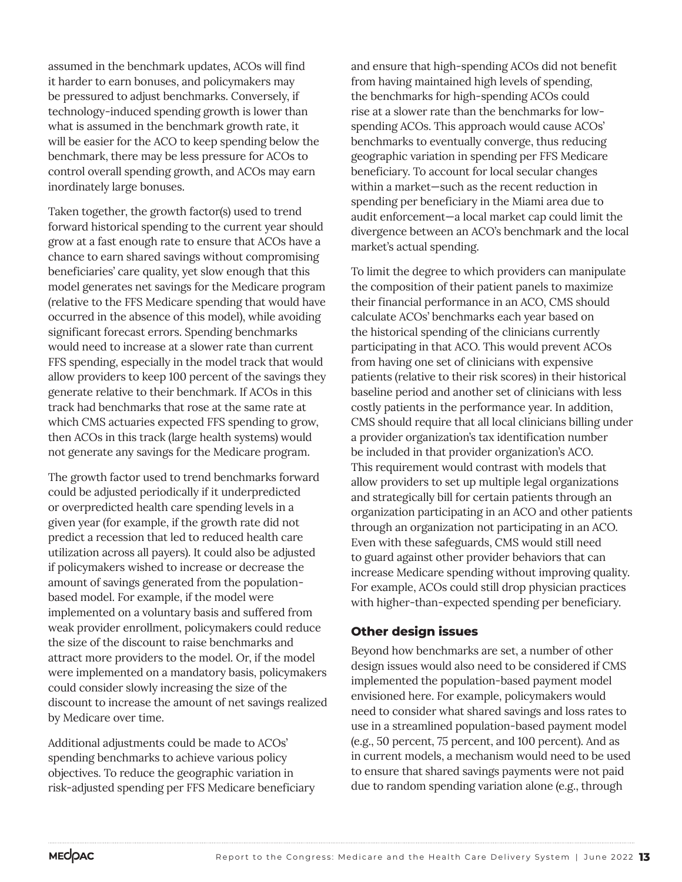assumed in the benchmark updates, ACOs will find it harder to earn bonuses, and policymakers may be pressured to adjust benchmarks. Conversely, if technology-induced spending growth is lower than what is assumed in the benchmark growth rate, it will be easier for the ACO to keep spending below the benchmark, there may be less pressure for ACOs to control overall spending growth, and ACOs may earn inordinately large bonuses.

Taken together, the growth factor(s) used to trend forward historical spending to the current year should grow at a fast enough rate to ensure that ACOs have a chance to earn shared savings without compromising beneficiaries' care quality, yet slow enough that this model generates net savings for the Medicare program (relative to the FFS Medicare spending that would have occurred in the absence of this model), while avoiding significant forecast errors. Spending benchmarks would need to increase at a slower rate than current FFS spending, especially in the model track that would allow providers to keep 100 percent of the savings they generate relative to their benchmark. If ACOs in this track had benchmarks that rose at the same rate at which CMS actuaries expected FFS spending to grow, then ACOs in this track (large health systems) would not generate any savings for the Medicare program.

The growth factor used to trend benchmarks forward could be adjusted periodically if it underpredicted or overpredicted health care spending levels in a given year (for example, if the growth rate did not predict a recession that led to reduced health care utilization across all payers). It could also be adjusted if policymakers wished to increase or decrease the amount of savings generated from the population-based model. For example, if the model were implemented on a voluntary basis and suffered from weak provider enrollment, policymakers could reduce the size of the discount to raise benchmarks and attract more providers to the model. Or, if the model were implemented on a mandatory basis, policymakers could consider slowly increasing the size of the discount to increase the amount of net savings realized by Medicare over time.

Additional adjustments could be made to ACOs' spending benchmarks to achieve various policy objectives. To reduce the geographic variation in risk-adjusted spending per FFS Medicare beneficiary and ensure that high-spending ACOs did not benefit from having maintained high levels of spending, the benchmarks for high-spending ACOs could rise at a slower rate than the benchmarks for low-spending ACOs. This approach would cause ACOs' benchmarks to eventually converge, thus reducing geographic variation in spending per FFS Medicare beneficiary. To account for local secular changes within a market—such as the recent reduction in spending per beneficiary in the Miami area due to audit enforcement—a local market cap could limit the divergence between an ACO's benchmark and the local market's actual spending.

To limit the degree to which providers can manipulate the composition of their patient panels to maximize their financial performance in an ACO, CMS should calculate ACOs' benchmarks each year based on the historical spending of the clinicians currently participating in that ACO. This would prevent ACOs from having one set of clinicians with expensive patients (relative to their risk scores) in their historical baseline period and another set of clinicians with less costly patients in the performance year. In addition, CMS should require that all local clinicians billing under a provider organization's tax identification number be included in that provider organization's ACO. This requirement would contrast with models that allow providers to set up multiple legal organizations and strategically bill for certain patients through an organization participating in an ACO and other patients through an organization not participating in an ACO. Even with these safeguards, CMS would still need to guard against other provider behaviors that can increase Medicare spending without improving quality. For example, ACOs could still drop physician practices with higher-than-expected spending per beneficiary.

### Other design issues

Beyond how benchmarks are set, a number of other design issues would also need to be considered if CMS implemented the population-based payment model envisioned here. For example, policymakers would need to consider what shared savings and loss rates to use in a streamlined population-based payment model (e.g., 50 percent, 75 percent, and 100 percent). And as in current models, a mechanism would need to be used to ensure that shared savings payments were not paid due to random spending variation alone (e.g., through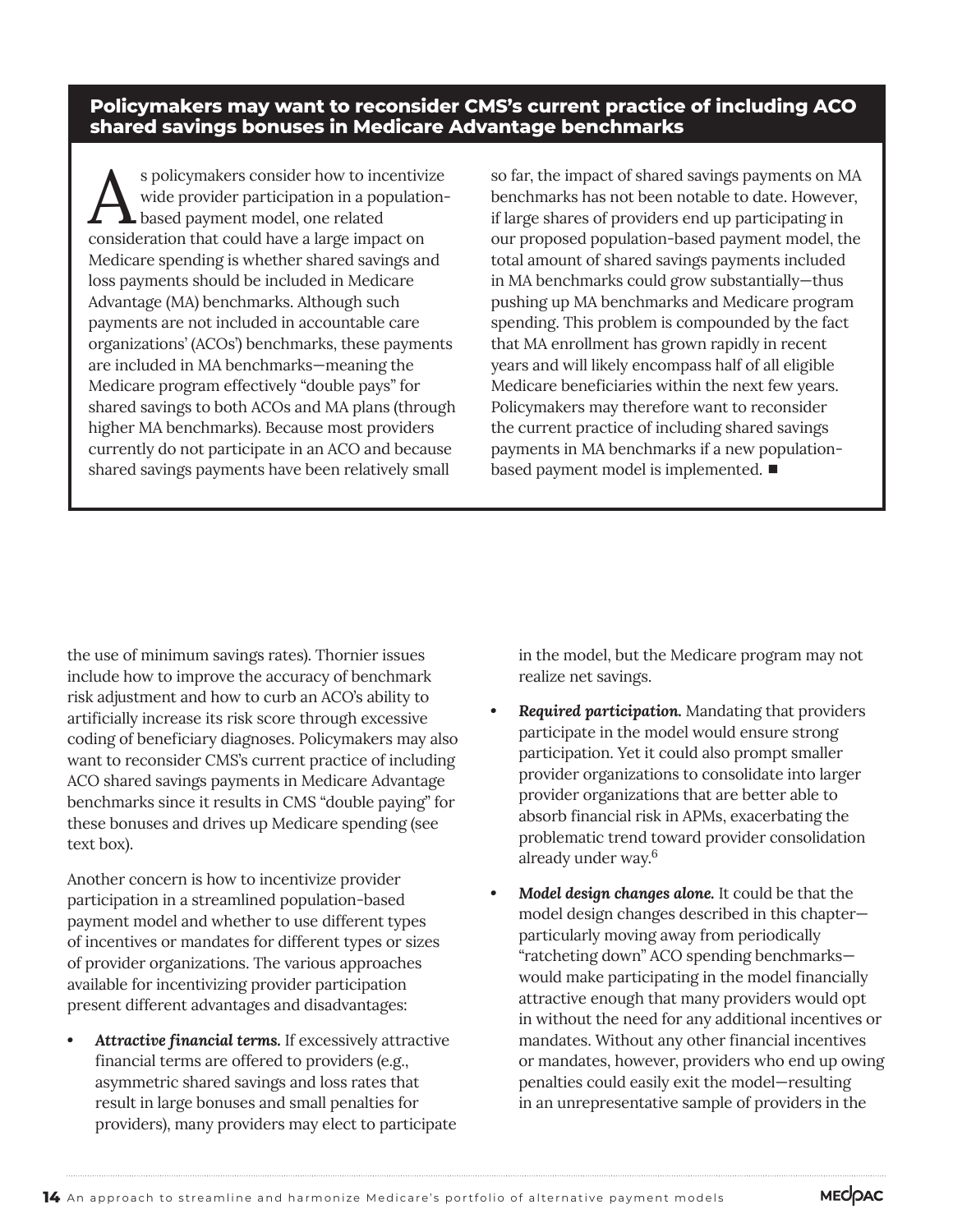## Policymakers may want to reconsider CMS's current practice of including ACO shared savings bonuses in Medicare Advantage benchmarks

As policymakers consider how to incentivize wide provider participation in a population-based payment model, one related consideration that could have a large impact on Medicare spending is whether shared savings and loss payments should be included in Medicare Advantage (MA) benchmarks. Although such payments are not included in accountable care organizations' (ACOs') benchmarks, these payments are included in MA benchmarks—meaning the Medicare program effectively "double pays" for shared savings to both ACOs and MA plans (through higher MA benchmarks). Because most providers currently do not participate in an ACO and because shared savings payments have been relatively small so far, the impact of shared savings payments on MA benchmarks has not been notable to date. However, if large shares of providers end up participating in our proposed population-based payment model, the total amount of shared savings payments included in MA benchmarks could grow substantially—thus pushing up MA benchmarks and Medicare program spending. This problem is compounded by the fact that MA enrollment has grown rapidly in recent years and will likely encompass half of all eligible Medicare beneficiaries within the next few years. Policymakers may therefore want to reconsider the current practice of including shared savings payments in MA benchmarks if a new population-based payment model is implemented. ■

---

the use of minimum savings rates). Thornier issues include how to improve the accuracy of benchmark risk adjustment and how to curb an ACO's ability to artificially increase its risk score through excessive coding of beneficiary diagnoses. Policymakers may also want to reconsider CMS's current practice of including ACO shared savings payments in Medicare Advantage benchmarks since it results in CMS "double paying" for these bonuses and drives up Medicare spending (see text box).

Another concern is how to incentivize provider participation in a streamlined population-based payment model and whether to use different types of incentives or mandates for different types or sizes of provider organizations. The various approaches available for incentivizing provider participation present different advantages and disadvantages:

- ***Attractive financial terms.*** If excessively attractive financial terms are offered to providers (e.g., asymmetric shared savings and loss rates that result in large bonuses and small penalties for providers), many providers may elect to participate in the model, but the Medicare program may not realize net savings.
- ***Required participation.*** Mandating that providers participate in the model would ensure strong participation. Yet it could also prompt smaller provider organizations to consolidate into larger provider organizations that are better able to absorb financial risk in APMs, exacerbating the problematic trend toward provider consolidation already under way.[6]
- ***Model design changes alone.*** It could be that the model design changes described in this chapter—particularly moving away from periodically "ratcheting down" ACO spending benchmarks—would make participating in the model financially attractive enough that many providers would opt in without the need for any additional incentives or mandates. Without any other financial incentives or mandates, however, providers who end up owing penalties could easily exit the model—resulting in an unrepresentative sample of providers in the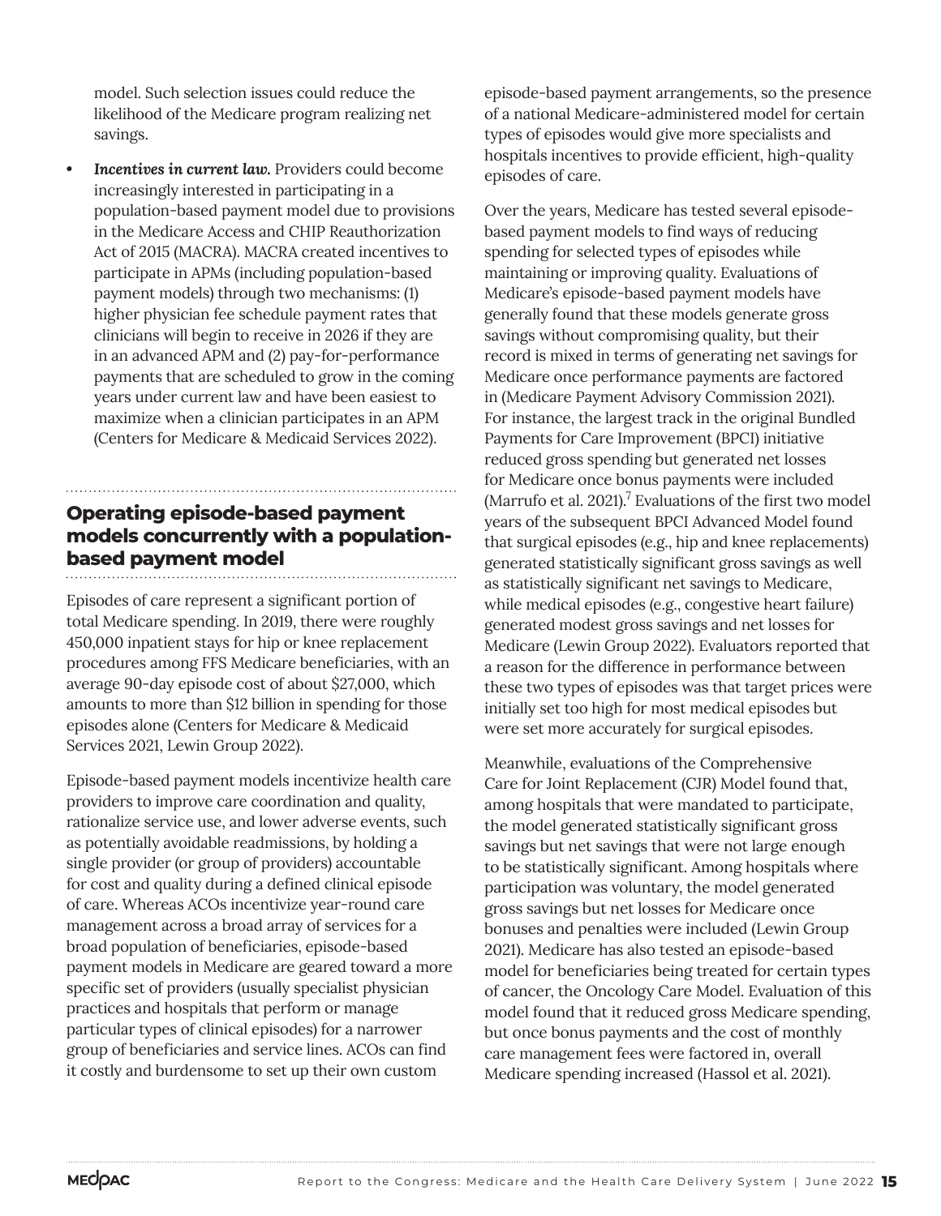model. Such selection issues could reduce the likelihood of the Medicare program realizing net savings.

- ***Incentives in current law.*** Providers could become increasingly interested in participating in a population-based payment model due to provisions in the Medicare Access and CHIP Reauthorization Act of 2015 (MACRA). MACRA created incentives to participate in APMs (including population-based payment models) through two mechanisms: (1) higher physician fee schedule payment rates that clinicians will begin to receive in 2026 if they are in an advanced APM and (2) pay-for-performance payments that are scheduled to grow in the coming years under current law and have been easiest to maximize when a clinician participates in an APM (Centers for Medicare & Medicaid Services 2022).

## Operating episode-based payment models concurrently with a population-based payment model

Episodes of care represent a significant portion of total Medicare spending. In 2019, there were roughly 450,000 inpatient stays for hip or knee replacement procedures among FFS Medicare beneficiaries, with an average 90-day episode cost of about $27,000, which amounts to more than $12 billion in spending for those episodes alone (Centers for Medicare & Medicaid Services 2021, Lewin Group 2022).

Episode-based payment models incentivize health care providers to improve care coordination and quality, rationalize service use, and lower adverse events, such as potentially avoidable readmissions, by holding a single provider (or group of providers) accountable for cost and quality during a defined clinical episode of care. Whereas ACOs incentivize year-round care management across a broad array of services for a broad population of beneficiaries, episode-based payment models in Medicare are geared toward a more specific set of providers (usually specialist physician practices and hospitals that perform or manage particular types of clinical episodes) for a narrower group of beneficiaries and service lines. ACOs can find it costly and burdensome to set up their own custom episode-based payment arrangements, so the presence of a national Medicare-administered model for certain types of episodes would give more specialists and hospitals incentives to provide efficient, high-quality episodes of care.

Over the years, Medicare has tested several episode-based payment models to find ways of reducing spending for selected types of episodes while maintaining or improving quality. Evaluations of Medicare's episode-based payment models have generally found that these models generate gross savings without compromising quality, but their record is mixed in terms of generating net savings for Medicare once performance payments are factored in (Medicare Payment Advisory Commission 2021). For instance, the largest track in the original Bundled Payments for Care Improvement (BPCI) initiative reduced gross spending but generated net losses for Medicare once bonus payments were included (Marrufo et al. 2021).[7] Evaluations of the first two model years of the subsequent BPCI Advanced Model found that surgical episodes (e.g., hip and knee replacements) generated statistically significant gross savings as well as statistically significant net savings to Medicare, while medical episodes (e.g., congestive heart failure) generated modest gross savings and net losses for Medicare (Lewin Group 2022). Evaluators reported that a reason for the difference in performance between these two types of episodes was that target prices were initially set too high for most medical episodes but were set more accurately for surgical episodes.

Meanwhile, evaluations of the Comprehensive Care for Joint Replacement (CJR) Model found that, among hospitals that were mandated to participate, the model generated statistically significant gross savings but net savings that were not large enough to be statistically significant. Among hospitals where participation was voluntary, the model generated gross savings but net losses for Medicare once bonuses and penalties were included (Lewin Group 2021). Medicare has also tested an episode-based model for beneficiaries being treated for certain types of cancer, the Oncology Care Model. Evaluation of this model found that it reduced gross Medicare spending, but once bonus payments and the cost of monthly care management fees were factored in, overall Medicare spending increased (Hassol et al. 2021).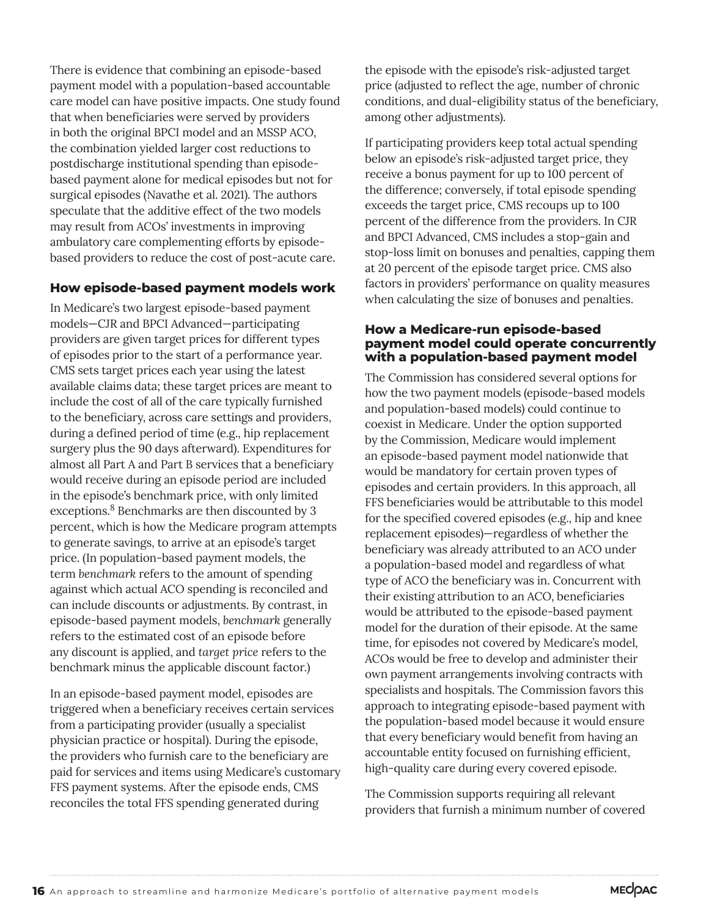There is evidence that combining an episode-based payment model with a population-based accountable care model can have positive impacts. One study found that when beneficiaries were served by providers in both the original BPCI model and an MSSP ACO, the combination yielded larger cost reductions to postdischarge institutional spending than episode-based payment alone for medical episodes but not for surgical episodes (Navathe et al. 2021). The authors speculate that the additive effect of the two models may result from ACOs' investments in improving ambulatory care complementing efforts by episode-based providers to reduce the cost of post-acute care.

### How episode-based payment models work

In Medicare's two largest episode-based payment models—CJR and BPCI Advanced—participating providers are given target prices for different types of episodes prior to the start of a performance year. CMS sets target prices each year using the latest available claims data; these target prices are meant to include the cost of all of the care typically furnished to the beneficiary, across care settings and providers, during a defined period of time (e.g., hip replacement surgery plus the 90 days afterward). Expenditures for almost all Part A and Part B services that a beneficiary would receive during an episode period are included in the episode's benchmark price, with only limited exceptions.[8] Benchmarks are then discounted by 3 percent, which is how the Medicare program attempts to generate savings, to arrive at an episode's target price. (In population-based payment models, the term *benchmark* refers to the amount of spending against which actual ACO spending is reconciled and can include discounts or adjustments. By contrast, in episode-based payment models, *benchmark* generally refers to the estimated cost of an episode before any discount is applied, and *target price* refers to the benchmark minus the applicable discount factor.)

In an episode-based payment model, episodes are triggered when a beneficiary receives certain services from a participating provider (usually a specialist physician practice or hospital). During the episode, the providers who furnish care to the beneficiary are paid for services and items using Medicare's customary FFS payment systems. After the episode ends, CMS reconciles the total FFS spending generated during the episode with the episode's risk-adjusted target price (adjusted to reflect the age, number of chronic conditions, and dual-eligibility status of the beneficiary, among other adjustments).

If participating providers keep total actual spending below an episode's risk-adjusted target price, they receive a bonus payment for up to 100 percent of the difference; conversely, if total episode spending exceeds the target price, CMS recoups up to 100 percent of the difference from the providers. In CJR and BPCI Advanced, CMS includes a stop-gain and stop-loss limit on bonuses and penalties, capping them at 20 percent of the episode target price. CMS also factors in providers' performance on quality measures when calculating the size of bonuses and penalties.

### How a Medicare-run episode-based payment model could operate concurrently with a population-based payment model

The Commission has considered several options for how the two payment models (episode-based models and population-based models) could continue to coexist in Medicare. Under the option supported by the Commission, Medicare would implement an episode-based payment model nationwide that would be mandatory for certain proven types of episodes and certain providers. In this approach, all FFS beneficiaries would be attributable to this model for the specified covered episodes (e.g., hip and knee replacement episodes)—regardless of whether the beneficiary was already attributed to an ACO under a population-based model and regardless of what type of ACO the beneficiary was in. Concurrent with their existing attribution to an ACO, beneficiaries would be attributed to the episode-based payment model for the duration of their episode. At the same time, for episodes not covered by Medicare's model, ACOs would be free to develop and administer their own payment arrangements involving contracts with specialists and hospitals. The Commission favors this approach to integrating episode-based payment with the population-based model because it would ensure that every beneficiary would benefit from having an accountable entity focused on furnishing efficient, high-quality care during every covered episode.

The Commission supports requiring all relevant providers that furnish a minimum number of covered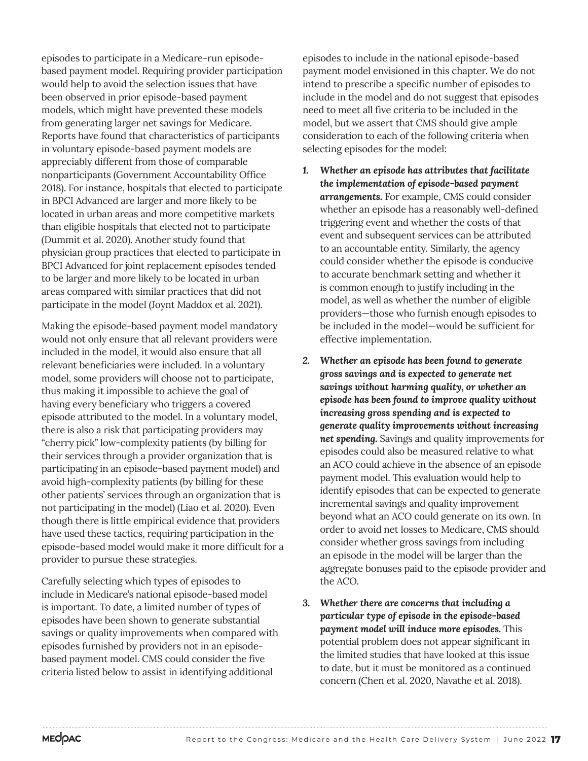episodes to participate in a Medicare-run episode-based payment model. Requiring provider participation would help to avoid the selection issues that have been observed in prior episode-based payment models, which might have prevented these models from generating larger net savings for Medicare. Reports have found that characteristics of participants in voluntary episode-based payment models are appreciably different from those of comparable nonparticipants (Government Accountability Office 2018). For instance, hospitals that elected to participate in BPCI Advanced are larger and more likely to be located in urban areas and more competitive markets than eligible hospitals that elected not to participate (Dummit et al. 2020). Another study found that physician group practices that elected to participate in BPCI Advanced for joint replacement episodes tended to be larger and more likely to be located in urban areas compared with similar practices that did not participate in the model (Joynt Maddox et al. 2021).

Making the episode-based payment model mandatory would not only ensure that all relevant providers were included in the model, it would also ensure that all relevant beneficiaries were included. In a voluntary model, some providers will choose not to participate, thus making it impossible to achieve the goal of having every beneficiary who triggers a covered episode attributed to the model. In a voluntary model, there is also a risk that participating providers may "cherry pick" low-complexity patients (by billing for their services through a provider organization that is participating in an episode-based payment model) and avoid high-complexity patients (by billing for these other patients' services through an organization that is not participating in the model) (Liao et al. 2020). Even though there is little empirical evidence that providers have used these tactics, requiring participation in the episode-based model would make it more difficult for a provider to pursue these strategies.

Carefully selecting which types of episodes to include in Medicare's national episode-based model is important. To date, a limited number of types of episodes have been shown to generate substantial savings or quality improvements when compared with episodes furnished by providers not in an episode-based payment model. CMS could consider the five criteria listed below to assist in identifying additional episodes to include in the national episode-based payment model envisioned in this chapter. We do not intend to prescribe a specific number of episodes to include in the model and do not suggest that episodes need to meet all five criteria to be included in the model, but we assert that CMS should give ample consideration to each of the following criteria when selecting episodes for the model:

1. ***Whether an episode has attributes that facilitate the implementation of episode-based payment arrangements.*** For example, CMS could consider whether an episode has a reasonably well-defined triggering event and whether the costs of that event and subsequent services can be attributed to an accountable entity. Similarly, the agency could consider whether the episode is conducive to accurate benchmark setting and whether it is common enough to justify including in the model, as well as whether the number of eligible providers—those who furnish enough episodes to be included in the model—would be sufficient for effective implementation.
2. ***Whether an episode has been found to generate gross savings and is expected to generate net savings without harming quality, or whether an episode has been found to improve quality without increasing gross spending and is expected to generate quality improvements without increasing net spending.*** Savings and quality improvements for episodes could also be measured relative to what an ACO could achieve in the absence of an episode payment model. This evaluation would help to identify episodes that can be expected to generate incremental savings and quality improvement beyond what an ACO could generate on its own. In order to avoid net losses to Medicare, CMS should consider whether gross savings from including an episode in the model will be larger than the aggregate bonuses paid to the episode provider and the ACO.
3. ***Whether there are concerns that including a particular type of episode in the episode-based payment model will induce more episodes.*** This potential problem does not appear significant in the limited studies that have looked at this issue to date, but it must be monitored as a continued concern (Chen et al. 2020, Navathe et al. 2018).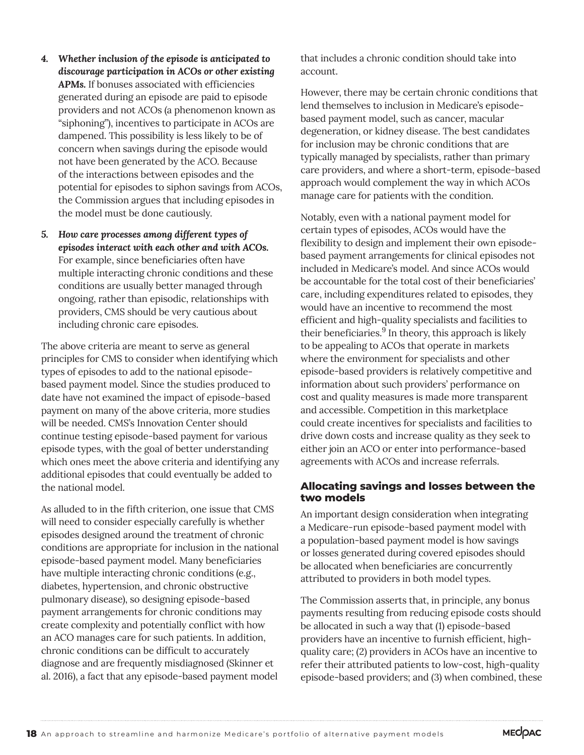4. ***Whether inclusion of the episode is anticipated to discourage participation in ACOs or other existing APMs.*** If bonuses associated with efficiencies generated during an episode are paid to episode providers and not ACOs (a phenomenon known as "siphoning"), incentives to participate in ACOs are dampened. This possibility is less likely to be of concern when savings during the episode would not have been generated by the ACO. Because of the interactions between episodes and the potential for episodes to siphon savings from ACOs, the Commission argues that including episodes in the model must be done cautiously.

5. ***How care processes among different types of episodes interact with each other and with ACOs.*** For example, since beneficiaries often have multiple interacting chronic conditions and these conditions are usually better managed through ongoing, rather than episodic, relationships with providers, CMS should be very cautious about including chronic care episodes.

The above criteria are meant to serve as general principles for CMS to consider when identifying which types of episodes to add to the national episode-based payment model. Since the studies produced to date have not examined the impact of episode-based payment on many of the above criteria, more studies will be needed. CMS's Innovation Center should continue testing episode-based payment for various episode types, with the goal of better understanding which ones meet the above criteria and identifying any additional episodes that could eventually be added to the national model.

As alluded to in the fifth criterion, one issue that CMS will need to consider especially carefully is whether episodes designed around the treatment of chronic conditions are appropriate for inclusion in the national episode-based payment model. Many beneficiaries have multiple interacting chronic conditions (e.g., diabetes, hypertension, and chronic obstructive pulmonary disease), so designing episode-based payment arrangements for chronic conditions may create complexity and potentially conflict with how an ACO manages care for such patients. In addition, chronic conditions can be difficult to accurately diagnose and are frequently misdiagnosed (Skinner et al. 2016), a fact that any episode-based payment model that includes a chronic condition should take into account.

However, there may be certain chronic conditions that lend themselves to inclusion in Medicare's episode-based payment model, such as cancer, macular degeneration, or kidney disease. The best candidates for inclusion may be chronic conditions that are typically managed by specialists, rather than primary care providers, and where a short-term, episode-based approach would complement the way in which ACOs manage care for patients with the condition.

Notably, even with a national payment model for certain types of episodes, ACOs would have the flexibility to design and implement their own episode-based payment arrangements for clinical episodes not included in Medicare's model. And since ACOs would be accountable for the total cost of their beneficiaries' care, including expenditures related to episodes, they would have an incentive to recommend the most efficient and high-quality specialists and facilities to their beneficiaries.[9] In theory, this approach is likely to be appealing to ACOs that operate in markets where the environment for specialists and other episode-based providers is relatively competitive and information about such providers' performance on cost and quality measures is made more transparent and accessible. Competition in this marketplace could create incentives for specialists and facilities to drive down costs and increase quality as they seek to either join an ACO or enter into performance-based agreements with ACOs and increase referrals.

### Allocating savings and losses between the two models

An important design consideration when integrating a Medicare-run episode-based payment model with a population-based payment model is how savings or losses generated during covered episodes should be allocated when beneficiaries are concurrently attributed to providers in both model types.

The Commission asserts that, in principle, any bonus payments resulting from reducing episode costs should be allocated in such a way that (1) episode-based providers have an incentive to furnish efficient, high-quality care; (2) providers in ACOs have an incentive to refer their attributed patients to low-cost, high-quality episode-based providers; and (3) when combined, these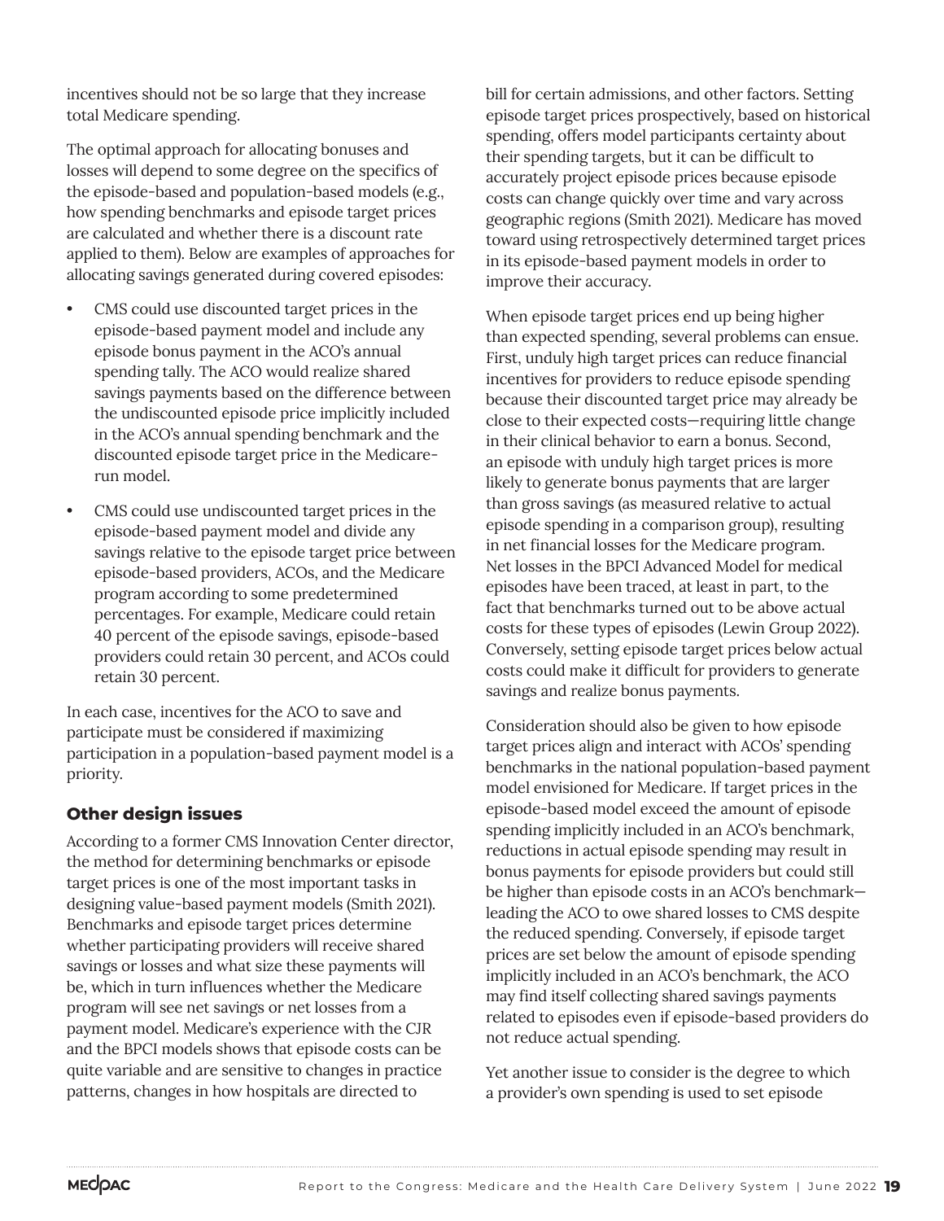incentives should not be so large that they increase total Medicare spending.

The optimal approach for allocating bonuses and losses will depend to some degree on the specifics of the episode-based and population-based models (e.g., how spending benchmarks and episode target prices are calculated and whether there is a discount rate applied to them). Below are examples of approaches for allocating savings generated during covered episodes:

- CMS could use discounted target prices in the episode-based payment model and include any episode bonus payment in the ACO's annual spending tally. The ACO would realize shared savings payments based on the difference between the undiscounted episode price implicitly included in the ACO's annual spending benchmark and the discounted episode target price in the Medicare-run model.
- CMS could use undiscounted target prices in the episode-based payment model and divide any savings relative to the episode target price between episode-based providers, ACOs, and the Medicare program according to some predetermined percentages. For example, Medicare could retain 40 percent of the episode savings, episode-based providers could retain 30 percent, and ACOs could retain 30 percent.

In each case, incentives for the ACO to save and participate must be considered if maximizing participation in a population-based payment model is a priority.

### Other design issues

According to a former CMS Innovation Center director, the method for determining benchmarks or episode target prices is one of the most important tasks in designing value-based payment models (Smith 2021). Benchmarks and episode target prices determine whether participating providers will receive shared savings or losses and what size these payments will be, which in turn influences whether the Medicare program will see net savings or net losses from a payment model. Medicare's experience with the CJR and the BPCI models shows that episode costs can be quite variable and are sensitive to changes in practice patterns, changes in how hospitals are directed to bill for certain admissions, and other factors. Setting episode target prices prospectively, based on historical spending, offers model participants certainty about their spending targets, but it can be difficult to accurately project episode prices because episode costs can change quickly over time and vary across geographic regions (Smith 2021). Medicare has moved toward using retrospectively determined target prices in its episode-based payment models in order to improve their accuracy.

When episode target prices end up being higher than expected spending, several problems can ensue. First, unduly high target prices can reduce financial incentives for providers to reduce episode spending because their discounted target price may already be close to their expected costs—requiring little change in their clinical behavior to earn a bonus. Second, an episode with unduly high target prices is more likely to generate bonus payments that are larger than gross savings (as measured relative to actual episode spending in a comparison group), resulting in net financial losses for the Medicare program. Net losses in the BPCI Advanced Model for medical episodes have been traced, at least in part, to the fact that benchmarks turned out to be above actual costs for these types of episodes (Lewin Group 2022). Conversely, setting episode target prices below actual costs could make it difficult for providers to generate savings and realize bonus payments.

Consideration should also be given to how episode target prices align and interact with ACOs' spending benchmarks in the national population-based payment model envisioned for Medicare. If target prices in the episode-based model exceed the amount of episode spending implicitly included in an ACO's benchmark, reductions in actual episode spending may result in bonus payments for episode providers but could still be higher than episode costs in an ACO's benchmark—leading the ACO to owe shared losses to CMS despite the reduced spending. Conversely, if episode target prices are set below the amount of episode spending implicitly included in an ACO's benchmark, the ACO may find itself collecting shared savings payments related to episodes even if episode-based providers do not reduce actual spending.

Yet another issue to consider is the degree to which a provider's own spending is used to set episode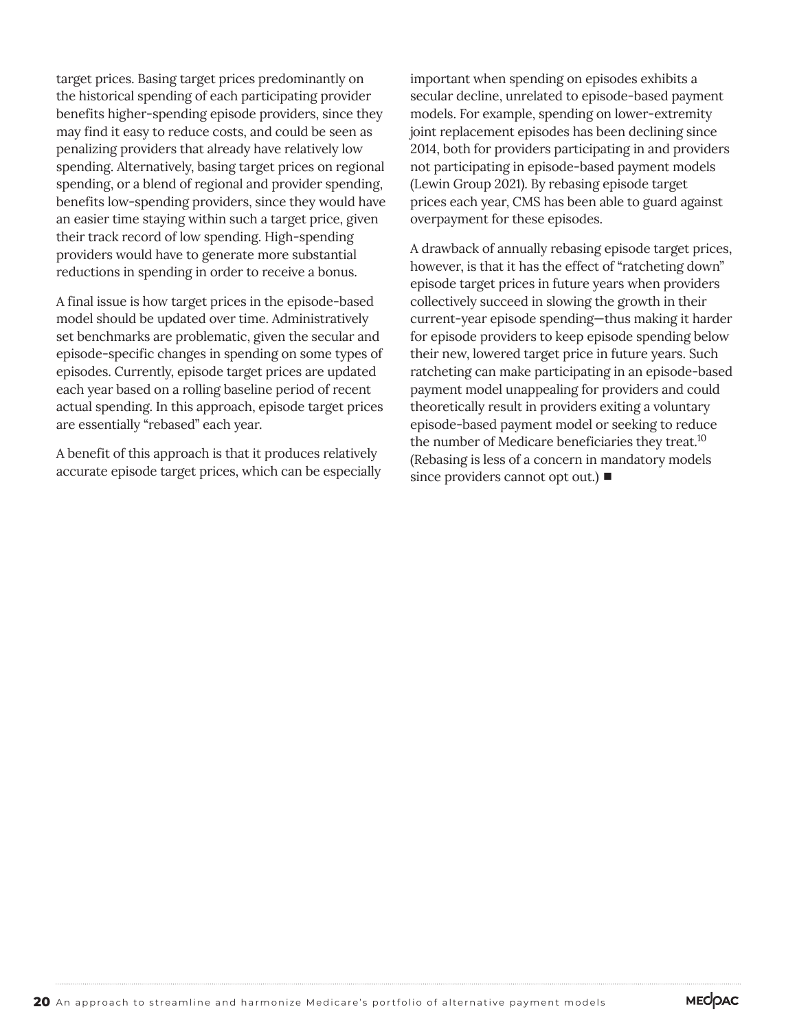target prices. Basing target prices predominantly on the historical spending of each participating provider benefits higher-spending episode providers, since they may find it easy to reduce costs, and could be seen as penalizing providers that already have relatively low spending. Alternatively, basing target prices on regional spending, or a blend of regional and provider spending, benefits low-spending providers, since they would have an easier time staying within such a target price, given their track record of low spending. High-spending providers would have to generate more substantial reductions in spending in order to receive a bonus.

A final issue is how target prices in the episode-based model should be updated over time. Administratively set benchmarks are problematic, given the secular and episode-specific changes in spending on some types of episodes. Currently, episode target prices are updated each year based on a rolling baseline period of recent actual spending. In this approach, episode target prices are essentially "rebased" each year.

A benefit of this approach is that it produces relatively accurate episode target prices, which can be especially important when spending on episodes exhibits a secular decline, unrelated to episode-based payment models. For example, spending on lower-extremity joint replacement episodes has been declining since 2014, both for providers participating in and providers not participating in episode-based payment models (Lewin Group 2021). By rebasing episode target prices each year, CMS has been able to guard against overpayment for these episodes.

A drawback of annually rebasing episode target prices, however, is that it has the effect of "ratcheting down" episode target prices in future years when providers collectively succeed in slowing the growth in their current-year episode spending—thus making it harder for episode providers to keep episode spending below their new, lowered target price in future years. Such ratcheting can make participating in an episode-based payment model unappealing for providers and could theoretically result in providers exiting a voluntary episode-based payment model or seeking to reduce the number of Medicare beneficiaries they treat.[10] (Rebasing is less of a concern in mandatory models since providers cannot opt out.) ■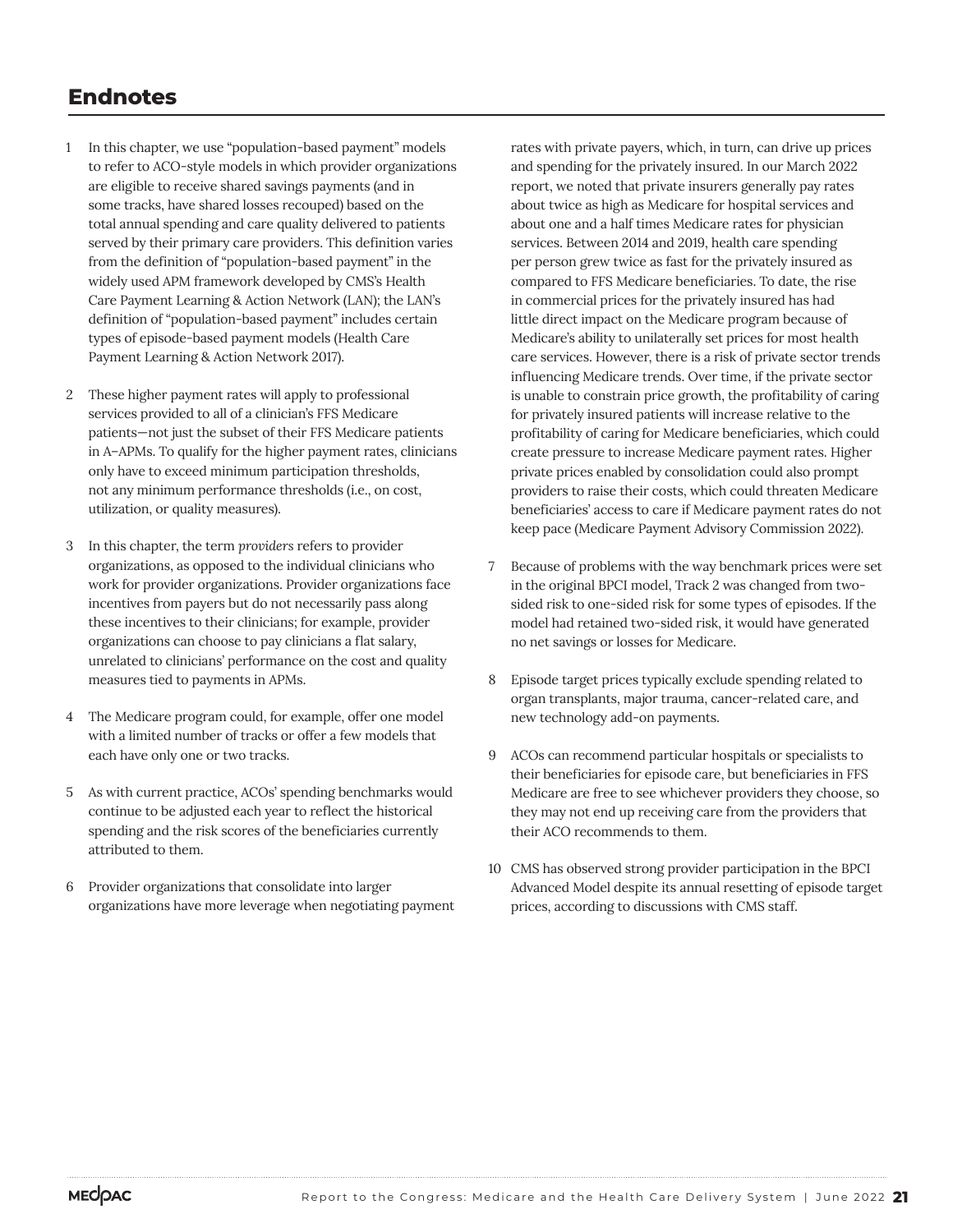## Endnotes

1 In this chapter, we use "population-based payment" models to refer to ACO-style models in which provider organizations are eligible to receive shared savings payments (and in some tracks, have shared losses recouped) based on the total annual spending and care quality delivered to patients served by their primary care providers. This definition varies from the definition of "population-based payment" in the widely used APM framework developed by CMS's Health Care Payment Learning & Action Network (LAN); the LAN's definition of "population-based payment" includes certain types of episode-based payment models (Health Care Payment Learning & Action Network 2017).

2 These higher payment rates will apply to professional services provided to all of a clinician's FFS Medicare patients—not just the subset of their FFS Medicare patients in A–APMs. To qualify for the higher payment rates, clinicians only have to exceed minimum participation thresholds, not any minimum performance thresholds (i.e., on cost, utilization, or quality measures).

3 In this chapter, the term *providers* refers to provider organizations, as opposed to the individual clinicians who work for provider organizations. Provider organizations face incentives from payers but do not necessarily pass along these incentives to their clinicians; for example, provider organizations can choose to pay clinicians a flat salary, unrelated to clinicians' performance on the cost and quality measures tied to payments in APMs.

4 The Medicare program could, for example, offer one model with a limited number of tracks or offer a few models that each have only one or two tracks.

5 As with current practice, ACOs' spending benchmarks would continue to be adjusted each year to reflect the historical spending and the risk scores of the beneficiaries currently attributed to them.

6 Provider organizations that consolidate into larger organizations have more leverage when negotiating payment rates with private payers, which, in turn, can drive up prices and spending for the privately insured. In our March 2022 report, we noted that private insurers generally pay rates about twice as high as Medicare for hospital services and about one and a half times Medicare rates for physician services. Between 2014 and 2019, health care spending per person grew twice as fast for the privately insured as compared to FFS Medicare beneficiaries. To date, the rise in commercial prices for the privately insured has had little direct impact on the Medicare program because of Medicare's ability to unilaterally set prices for most health care services. However, there is a risk of private sector trends influencing Medicare trends. Over time, if the private sector is unable to constrain price growth, the profitability of caring for privately insured patients will increase relative to the profitability of caring for Medicare beneficiaries, which could create pressure to increase Medicare payment rates. Higher private prices enabled by consolidation could also prompt providers to raise their costs, which could threaten Medicare beneficiaries' access to care if Medicare payment rates do not keep pace (Medicare Payment Advisory Commission 2022).

7 Because of problems with the way benchmark prices were set in the original BPCI model, Track 2 was changed from two-sided risk to one-sided risk for some types of episodes. If the model had retained two-sided risk, it would have generated no net savings or losses for Medicare.

8 Episode target prices typically exclude spending related to organ transplants, major trauma, cancer-related care, and new technology add-on payments.

9 ACOs can recommend particular hospitals or specialists to their beneficiaries for episode care, but beneficiaries in FFS Medicare are free to see whichever providers they choose, so they may not end up receiving care from the providers that their ACO recommends to them.

10 CMS has observed strong provider participation in the BPCI Advanced Model despite its annual resetting of episode target prices, according to discussions with CMS staff.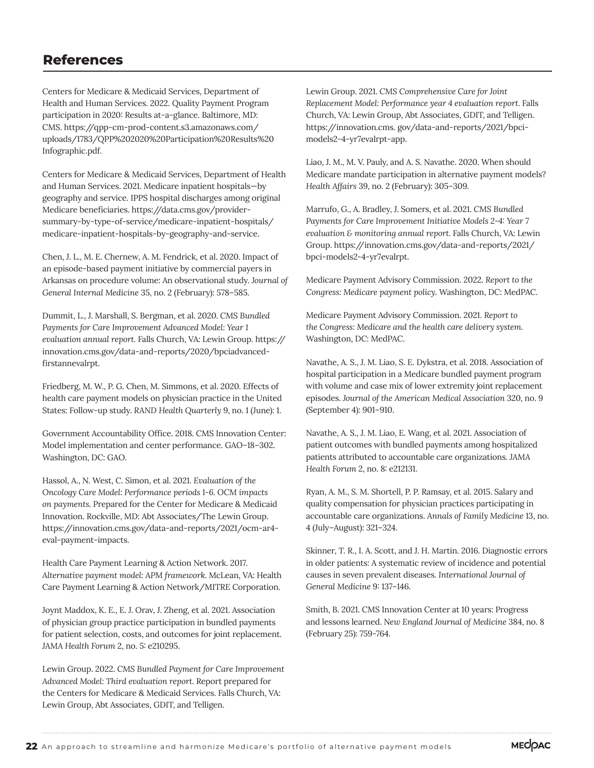## References

Centers for Medicare & Medicaid Services, Department of Health and Human Services. 2022. Quality Payment Program participation in 2020: Results at-a-glance. Baltimore, MD: CMS. https://qpp-cm-prod-content.s3.amazonaws.com/uploads/1783/QPP%202020%20Participation%20Results%20Infographic.pdf.

Centers for Medicare & Medicaid Services, Department of Health and Human Services. 2021. Medicare inpatient hospitals—by geography and service. IPPS hospital discharges among original Medicare beneficiaries. https://data.cms.gov/provider-summary-by-type-of-service/medicare-inpatient-hospitals/medicare-inpatient-hospitals-by-geography-and-service.

Chen, J. L., M. E. Chernew, A. M. Fendrick, et al. 2020. Impact of an episode-based payment initiative by commercial payers in Arkansas on procedure volume: An observational study. *Journal of General Internal Medicine* 35, no. 2 (February): 578–585.

Dummit, L., J. Marshall, S. Bergman, et al. 2020. *CMS Bundled Payments for Care Improvement Advanced Model: Year 1 evaluation annual report.* Falls Church, VA: Lewin Group. https://innovation.cms.gov/data-and-reports/2020/bpciadvanced-firstannevalrpt.

Friedberg, M. W., P. G. Chen, M. Simmons, et al. 2020. Effects of health care payment models on physician practice in the United States: Follow-up study. *RAND Health Quarterly* 9, no. 1 (June): 1.

Government Accountability Office. 2018. CMS Innovation Center: Model implementation and center performance. GAO–18–302. Washington, DC: GAO.

Hassol, A., N. West, C. Simon, et al. 2021. *Evaluation of the Oncology Care Model: Performance periods 1–6. OCM impacts on payments.* Prepared for the Center for Medicare & Medicaid Innovation. Rockville, MD: Abt Associates/The Lewin Group. https://innovation.cms.gov/data-and-reports/2021/ocm-ar4-eval-payment-impacts.

Health Care Payment Learning & Action Network. 2017. *Alternative payment model: APM framework.* McLean, VA: Health Care Payment Learning & Action Network/MITRE Corporation.

Joynt Maddox, K. E., E. J. Orav, J. Zheng, et al. 2021. Association of physician group practice participation in bundled payments for patient selection, costs, and outcomes for joint replacement. *JAMA Health Forum* 2, no. 5: e210295.

Lewin Group. 2022. *CMS Bundled Payment for Care Improvement Advanced Model: Third evaluation report.* Report prepared for the Centers for Medicare & Medicaid Services. Falls Church, VA: Lewin Group, Abt Associates, GDIT, and Telligen.

Lewin Group. 2021. *CMS Comprehensive Care for Joint Replacement Model: Performance year 4 evaluation report.* Falls Church, VA: Lewin Group, Abt Associates, GDIT, and Telligen. https://innovation.cms. gov/data-and-reports/2021/bpci-models2-4-yr7evalrpt-app.

Liao, J. M., M. V. Pauly, and A. S. Navathe. 2020. When should Medicare mandate participation in alternative payment models? *Health Affairs* 39, no. 2 (February): 305–309.

Marrufo, G., A. Bradley, J. Somers, et al. 2021. *CMS Bundled Payments for Care Improvement Initiative Models 2-4: Year 7 evaluation & monitoring annual report.* Falls Church, VA: Lewin Group. https://innovation.cms.gov/data-and-reports/2021/bpci-models2-4-yr7evalrpt.

Medicare Payment Advisory Commission. 2022. *Report to the Congress: Medicare payment policy.* Washington, DC: MedPAC.

Medicare Payment Advisory Commission. 2021. *Report to the Congress: Medicare and the health care delivery system.* Washington, DC: MedPAC.

Navathe, A. S., J. M. Liao, S. E. Dykstra, et al. 2018. Association of hospital participation in a Medicare bundled payment program with volume and case mix of lower extremity joint replacement episodes. *Journal of the American Medical Association* 320, no. 9 (September 4): 901–910.

Navathe, A. S., J. M. Liao, E. Wang, et al. 2021. Association of patient outcomes with bundled payments among hospitalized patients attributed to accountable care organizations. *JAMA Health Forum* 2, no. 8: e212131.

Ryan, A. M., S. M. Shortell, P. P. Ramsay, et al. 2015. Salary and quality compensation for physician practices participating in accountable care organizations. *Annals of Family Medicine* 13, no. 4 (July–August): 321–324.

Skinner, T. R., I. A. Scott, and J. H. Martin. 2016. Diagnostic errors in older patients: A systematic review of incidence and potential causes in seven prevalent diseases. *International Journal of General Medicine* 9: 137–146.

Smith, B. 2021. CMS Innovation Center at 10 years: Progress and lessons learned. *New England Journal of Medicine* 384, no. 8 (February 25): 759-764.